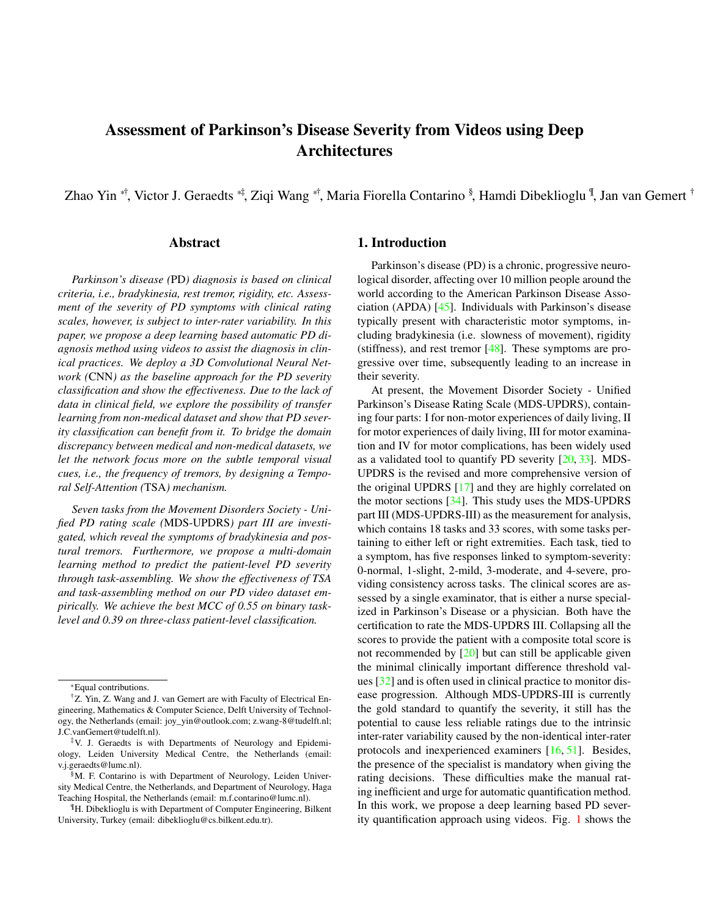# Assessment of Parkinson's Disease Severity from Videos using Deep Architectures

Zhao Yin *†, Victor J. Geraedts *‡, Ziqi Wang *†, Maria Fiorella Contarino §, Hamdi Dibeklioglu ¶, Jan van Gemert †

## Abstract

*Parkinson's disease (PD) diagnosis is based on clinical criteria, i.e., bradykinesia, rest tremor, rigidity, etc. Assessment of the severity of PD symptoms with clinical rating scales, however, is subject to inter-rater variability. In this paper, we propose a deep learning based automatic PD diagnosis method using videos to assist the diagnosis in clinical practices. We deploy a 3D Convolutional Neural Network (CNN) as the baseline approach for the PD severity classification and show the effectiveness. Due to the lack of data in clinical field, we explore the possibility of transfer learning from non-medical dataset and show that PD severity classification can benefit from it. To bridge the domain discrepancy between medical and non-medical datasets, we let the network focus more on the subtle temporal visual cues, i.e., the frequency of tremors, by designing a Temporal Self-Attention (TSA) mechanism.*

*Seven tasks from the Movement Disorders Society - Unified PD rating scale (MDS-UPDRS) part III are investigated, which reveal the symptoms of bradykinesia and postural tremors. Furthermore, we propose a multi-domain learning method to predict the patient-level PD severity through task-assembling. We show the effectiveness of TSA and task-assembling method on our PD video dataset empirically. We achieve the best MCC of 0.55 on binary task-level and 0.39 on three-class patient-level classification.*

## 1. Introduction

Parkinson's disease (PD) is a chronic, progressive neurological disorder, affecting over 10 million people around the world according to the American Parkinson Disease Association (APDA) [45]. Individuals with Parkinson's disease typically present with characteristic motor symptoms, including bradykinesia (i.e. slowness of movement), rigidity (stiffness), and rest tremor [48]. These symptoms are progressive over time, subsequently leading to an increase in their severity.

At present, the Movement Disorder Society - Unified Parkinson's Disease Rating Scale (MDS-UPDRS), containing four parts: I for non-motor experiences of daily living, II for motor experiences of daily living, III for motor examination and IV for motor complications, has been widely used as a validated tool to quantify PD severity [20, 33]. MDS-UPDRS is the revised and more comprehensive version of the original UPDRS [17] and they are highly correlated on the motor sections [34]. This study uses the MDS-UPDRS part III (MDS-UPDRS-III) as the measurement for analysis, which contains 18 tasks and 33 scores, with some tasks pertaining to either left or right extremities. Each task, tied to a symptom, has five responses linked to symptom-severity: 0-normal, 1-slight, 2-mild, 3-moderate, and 4-severe, providing consistency across tasks. The clinical scores are assessed by a single examinator, that is either a nurse specialized in Parkinson's Disease or a physician. Both have the certification to rate the MDS-UPDRS III. Collapsing all the scores to provide the patient with a composite total score is not recommended by [20] but can still be applicable given the minimal clinically important difference threshold values [32] and is often used in clinical practice to monitor disease progression. Although MDS-UPDRS-III is currently the gold standard to quantify the severity, it still has the potential to cause less reliable ratings due to the intrinsic inter-rater variability caused by the non-identical inter-rater protocols and inexperienced examiners [16, 51]. Besides, the presence of the specialist is mandatory when giving the rating decisions. These difficulties make the manual rating inefficient and urge for automatic quantification method. In this work, we propose a deep learning based PD severity quantification approach using videos. Fig. 1 shows the

---

*Equal contributions.

†Z. Yin, Z. Wang and J. van Gemert are with Faculty of Electrical Engineering, Mathematics & Computer Science, Delft University of Technology, the Netherlands (email: joy_yin@outlook.com; z.wang-8@tudelft.nl; J.C.vanGemert@tudelft.nl).

‡V. J. Geraedts is with Departments of Neurology and Epidemiology, Leiden University Medical Centre, the Netherlands (email: v.j.geraedts@lumc.nl).

§M. F. Contarino is with Department of Neurology, Leiden University Medical Centre, the Netherlands, and Department of Neurology, Haga Teaching Hospital, the Netherlands (email: m.f.contarino@lumc.nl).

¶H. Dibeklioglu is with Department of Computer Engineering, Bilkent University, Turkey (email: dibeklioglu@cs.bilkent.edu.tr).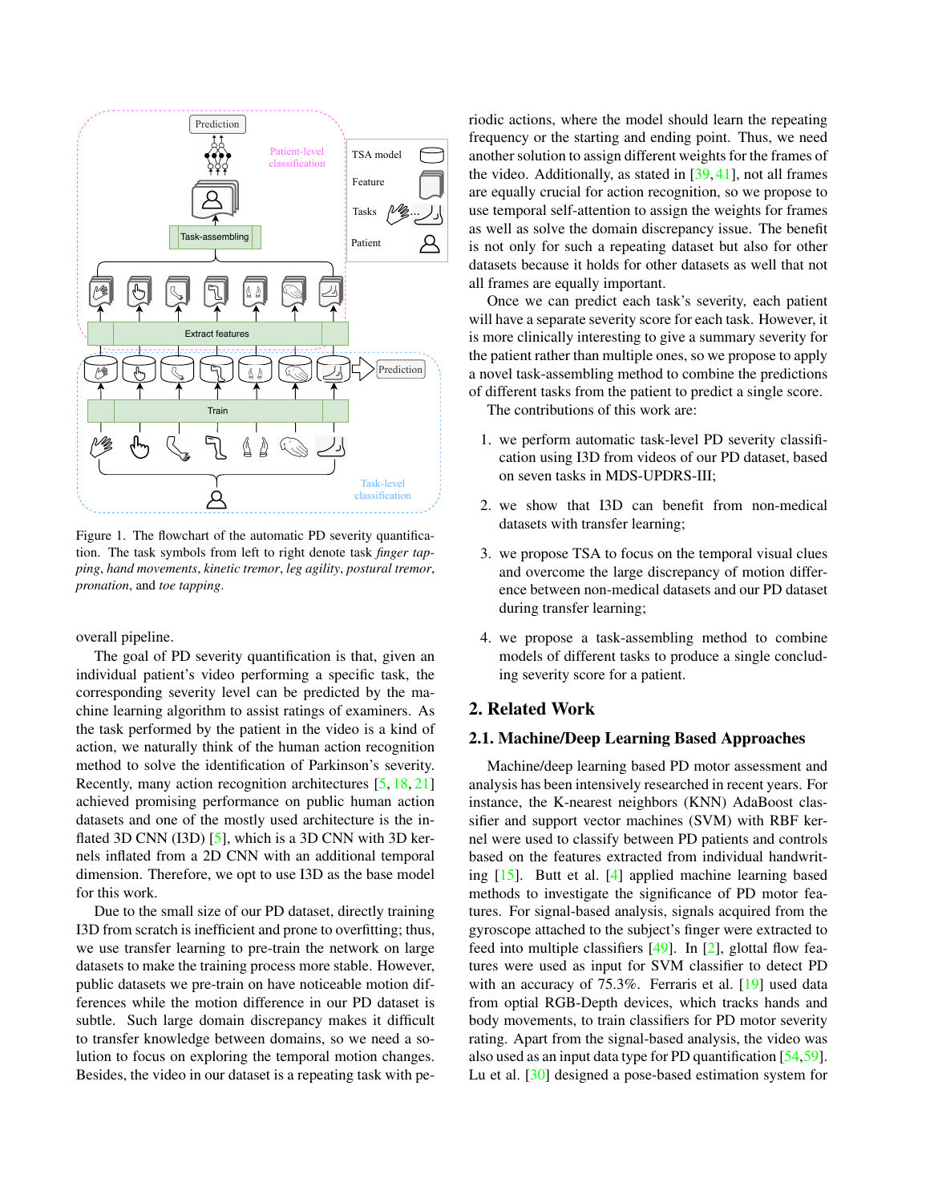Prediction

Patient-level classification

TSA model

Feature

Tasks

Patient

Task-assembling

Extract features

Prediction

Train

Task-level classification

Figure 1. The flowchart of the automatic PD severity quantification. The task symbols from left to right denote task *finger tapping*, *hand movements*, *kinetic tremor*, *leg agility*, *postural tremor*, *pronation*, and *toe tapping*.

overall pipeline.

The goal of PD severity quantification is that, given an individual patient's video performing a specific task, the corresponding severity level can be predicted by the machine learning algorithm to assist ratings of examiners. As the task performed by the patient in the video is a kind of action, we naturally think of the human action recognition method to solve the identification of Parkinson's severity. Recently, many action recognition architectures [5, 18, 21] achieved promising performance on public human action datasets and one of the mostly used architecture is the inflated 3D CNN (I3D) [5], which is a 3D CNN with 3D kernels inflated from a 2D CNN with an additional temporal dimension. Therefore, we opt to use I3D as the base model for this work.

Due to the small size of our PD dataset, directly training I3D from scratch is inefficient and prone to overfitting; thus, we use transfer learning to pre-train the network on large datasets to make the training process more stable. However, public datasets we pre-train on have noticeable motion differences while the motion difference in our PD dataset is subtle. Such large domain discrepancy makes it difficult to transfer knowledge between domains, so we need a solution to focus on exploring the temporal motion changes. Besides, the video in our dataset is a repeating task with periodic actions, where the model should learn the repeating frequency or the starting and ending point. Thus, we need another solution to assign different weights for the frames of the video. Additionally, as stated in [39, 41], not all frames are equally crucial for action recognition, so we propose to use temporal self-attention to assign the weights for frames as well as solve the domain discrepancy issue. The benefit is not only for such a repeating dataset but also for other datasets because it holds for other datasets as well that not all frames are equally important.

Once we can predict each task's severity, each patient will have a separate severity score for each task. However, it is more clinically interesting to give a summary severity for the patient rather than multiple ones, so we propose to apply a novel task-assembling method to combine the predictions of different tasks from the patient to predict a single score.

The contributions of this work are:

1. we perform automatic task-level PD severity classification using I3D from videos of our PD dataset, based on seven tasks in MDS-UPDRS-III;
2. we show that I3D can benefit from non-medical datasets with transfer learning;
3. we propose TSA to focus on the temporal visual clues and overcome the large discrepancy of motion difference between non-medical datasets and our PD dataset during transfer learning;
4. we propose a task-assembling method to combine models of different tasks to produce a single concluding severity score for a patient.

## 2. Related Work

### 2.1. Machine/Deep Learning Based Approaches

Machine/deep learning based PD motor assessment and analysis has been intensively researched in recent years. For instance, the K-nearest neighbors (KNN) AdaBoost classifier and support vector machines (SVM) with RBF kernel were used to classify between PD patients and controls based on the features extracted from individual handwriting [15]. Butt et al. [4] applied machine learning based methods to investigate the significance of PD motor features. For signal-based analysis, signals acquired from the gyroscope attached to the subject's finger were extracted to feed into multiple classifiers [49]. In [2], glottal flow features were used as input for SVM classifier to detect PD with an accuracy of 75.3%. Ferraris et al. [19] used data from optial RGB-Depth devices, which tracks hands and body movements, to train classifiers for PD motor severity rating. Apart from the signal-based analysis, the video was also used as an input data type for PD quantification [54, 59]. Lu et al. [30] designed a pose-based estimation system for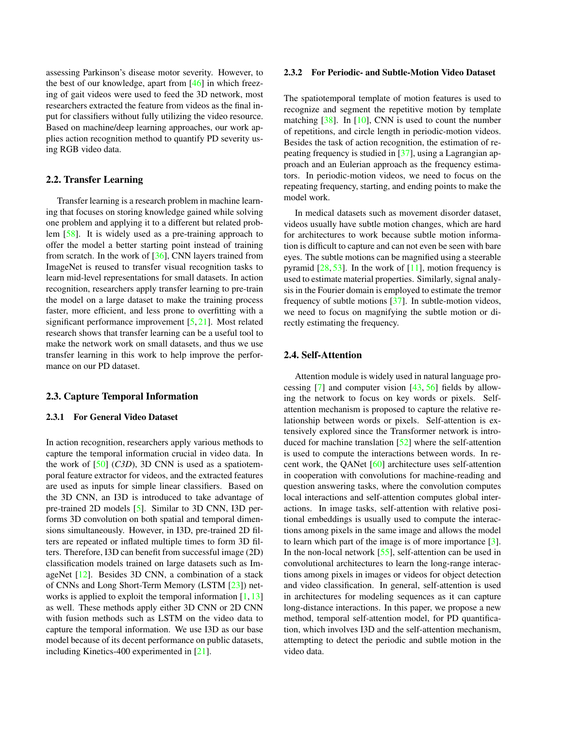assessing Parkinson's disease motor severity. However, to the best of our knowledge, apart from [46] in which freezing of gait videos were used to feed the 3D network, most researchers extracted the feature from videos as the final input for classifiers without fully utilizing the video resource. Based on machine/deep learning approaches, our work applies action recognition method to quantify PD severity using RGB video data.

## 2.2. Transfer Learning

Transfer learning is a research problem in machine learning that focuses on storing knowledge gained while solving one problem and applying it to a different but related problem [58]. It is widely used as a pre-training approach to offer the model a better starting point instead of training from scratch. In the work of [36], CNN layers trained from ImageNet is reused to transfer visual recognition tasks to learn mid-level representations for small datasets. In action recognition, researchers apply transfer learning to pre-train the model on a large dataset to make the training process faster, more efficient, and less prone to overfitting with a significant performance improvement [5, 21]. Most related research shows that transfer learning can be a useful tool to make the network work on small datasets, and thus we use transfer learning in this work to help improve the performance on our PD dataset.

## 2.3. Capture Temporal Information

### 2.3.1 For General Video Dataset

In action recognition, researchers apply various methods to capture the temporal information crucial in video data. In the work of [50] (*C3D*), 3D CNN is used as a spatiotemporal feature extractor for videos, and the extracted features are used as inputs for simple linear classifiers. Based on the 3D CNN, an I3D is introduced to take advantage of pre-trained 2D models [5]. Similar to 3D CNN, I3D performs 3D convolution on both spatial and temporal dimensions simultaneously. However, in I3D, pre-trained 2D filters are repeated or inflated multiple times to form 3D filters. Therefore, I3D can benefit from successful image (2D) classification models trained on large datasets such as ImageNet [12]. Besides 3D CNN, a combination of a stack of CNNs and Long Short-Term Memory (LSTM [23]) networks is applied to exploit the temporal information [1, 13] as well. These methods apply either 3D CNN or 2D CNN with fusion methods such as LSTM on the video data to capture the temporal information. We use I3D as our base model because of its decent performance on public datasets, including Kinetics-400 experimented in [21].

### 2.3.2 For Periodic- and Subtle-Motion Video Dataset

The spatiotemporal template of motion features is used to recognize and segment the repetitive motion by template matching [38]. In [10], CNN is used to count the number of repetitions, and circle length in periodic-motion videos. Besides the task of action recognition, the estimation of repeating frequency is studied in [37], using a Lagrangian approach and an Eulerian approach as the frequency estimators. In periodic-motion videos, we need to focus on the repeating frequency, starting, and ending points to make the model work.

In medical datasets such as movement disorder dataset, videos usually have subtle motion changes, which are hard for architectures to work because subtle motion information is difficult to capture and can not even be seen with bare eyes. The subtle motions can be magnified using a steerable pyramid [28, 53]. In the work of [11], motion frequency is used to estimate material properties. Similarly, signal analysis in the Fourier domain is employed to estimate the tremor frequency of subtle motions [37]. In subtle-motion videos, we need to focus on magnifying the subtle motion or directly estimating the frequency.

## 2.4. Self-Attention

Attention module is widely used in natural language processing [7] and computer vision [43, 56] fields by allowing the network to focus on key words or pixels. Self-attention mechanism is proposed to capture the relative relationship between words or pixels. Self-attention is extensively explored since the Transformer network is introduced for machine translation [52] where the self-attention is used to compute the interactions between words. In recent work, the QANet [60] architecture uses self-attention in cooperation with convolutions for machine-reading and question answering tasks, where the convolution computes local interactions and self-attention computes global interactions. In image tasks, self-attention with relative positional embeddings is usually used to compute the interactions among pixels in the same image and allows the model to learn which part of the image is of more importance [3]. In the non-local network [55], self-attention can be used in convolutional architectures to learn the long-range interactions among pixels in images or videos for object detection and video classification. In general, self-attention is used in architectures for modeling sequences as it can capture long-distance interactions. In this paper, we propose a new method, temporal self-attention model, for PD quantification, which involves I3D and the self-attention mechanism, attempting to detect the periodic and subtle motion in the video data.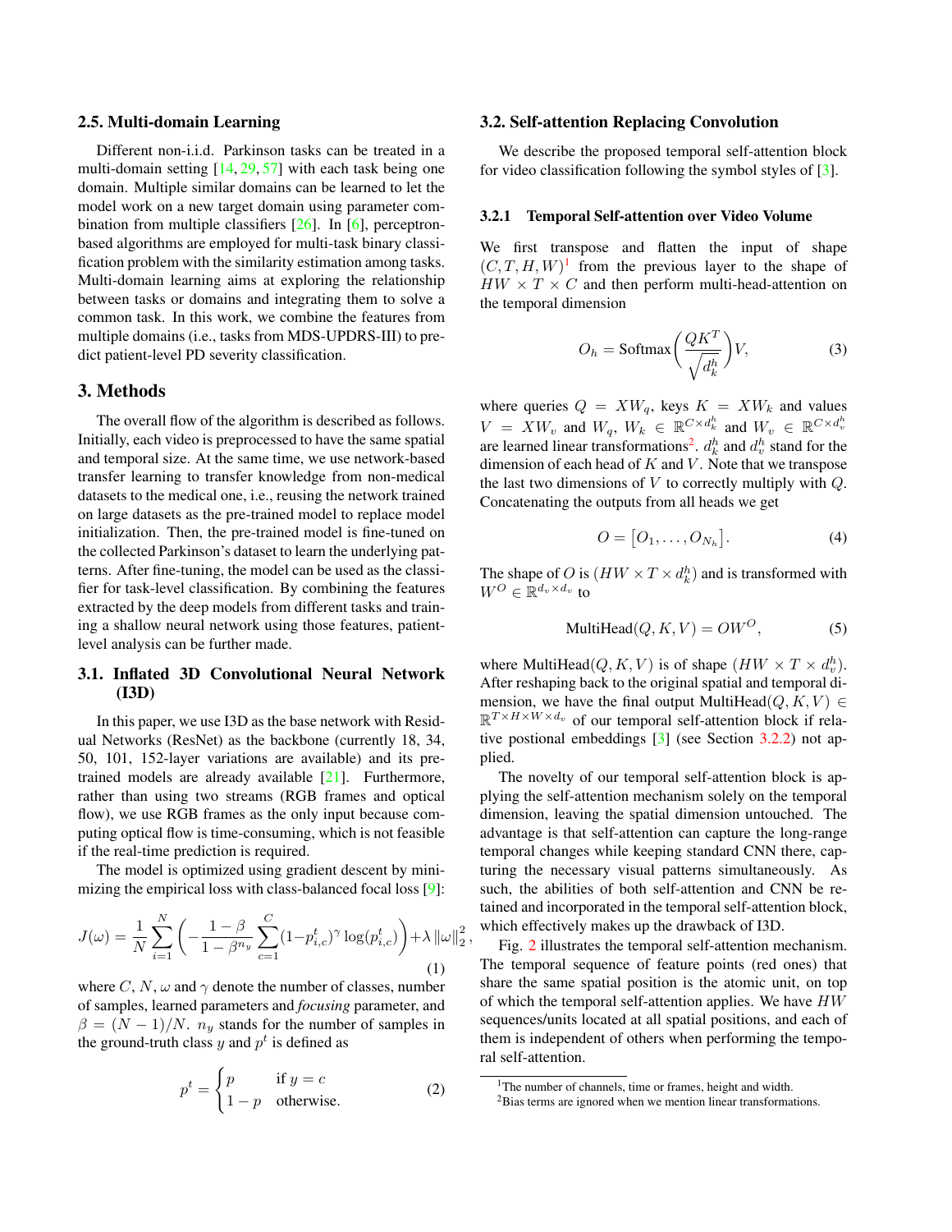### 2.5. Multi-domain Learning

Different non-i.i.d. Parkinson tasks can be treated in a multi-domain setting [14, 29, 57] with each task being one domain. Multiple similar domains can be learned to let the model work on a new target domain using parameter combination from multiple classifiers [26]. In [6], perceptron-based algorithms are employed for multi-task binary classification problem with the similarity estimation among tasks. Multi-domain learning aims at exploring the relationship between tasks or domains and integrating them to solve a common task. In this work, we combine the features from multiple domains (i.e., tasks from MDS-UPDRS-III) to predict patient-level PD severity classification.

## 3. Methods

The overall flow of the algorithm is described as follows. Initially, each video is preprocessed to have the same spatial and temporal size. At the same time, we use network-based transfer learning to transfer knowledge from non-medical datasets to the medical one, i.e., reusing the network trained on large datasets as the pre-trained model to replace model initialization. Then, the pre-trained model is fine-tuned on the collected Parkinson's dataset to learn the underlying patterns. After fine-tuning, the model can be used as the classifier for task-level classification. By combining the features extracted by the deep models from different tasks and training a shallow neural network using those features, patient-level analysis can be further made.

### 3.1. Inflated 3D Convolutional Neural Network (I3D)

In this paper, we use I3D as the base network with Residual Networks (ResNet) as the backbone (currently 18, 34, 50, 101, 152-layer variations are available) and its pre-trained models are already available [21]. Furthermore, rather than using two streams (RGB frames and optical flow), we use RGB frames as the only input because computing optical flow is time-consuming, which is not feasible if the real-time prediction is required.

The model is optimized using gradient descent by minimizing the empirical loss with class-balanced focal loss [9]:

$$J(\omega) = \frac{1}{N}\sum_{i=1}^{N}\left(-\frac{1-\beta}{1-\beta^{n_y}}\sum_{c=1}^{C}(1-p_{i,c}^t)^{\gamma}\log(p_{i,c}^t)\right)+\lambda\left\|\omega\right\|_2^2, \quad (1)$$

where $C$, $N$, $\omega$ and $\gamma$ denote the number of classes, number of samples, learned parameters and *focusing* parameter, and $\beta = (N-1)/N$. $n_y$ stands for the number of samples in the ground-truth class $y$ and $p^t$ is defined as

$$p^t = \begin{cases} p & \text{if } y = c \\ 1-p & \text{otherwise.} \end{cases} \quad (2)$$

### 3.2. Self-attention Replacing Convolution

We describe the proposed temporal self-attention block for video classification following the symbol styles of [3].

#### 3.2.1 Temporal Self-attention over Video Volume

We first transpose and flatten the input of shape $(C, T, H, W)$[1] from the previous layer to the shape of $HW \times T \times C$ and then perform multi-head-attention on the temporal dimension

$$O_h = \text{Softmax}\left(\frac{QK^T}{\sqrt{d_k^h}}\right)V, \quad (3)$$

where queries $Q = XW_q$, keys $K = XW_k$ and values $V = XW_v$ and $W_q$, $W_k \in \mathbb{R}^{C\times d_k^h}$ and $W_v \in \mathbb{R}^{C\times d_v^h}$ are learned linear transformations[2]. $d_k^h$ and $d_v^h$ stand for the dimension of each head of $K$ and $V$. Note that we transpose the last two dimensions of $V$ to correctly multiply with $Q$. Concatenating the outputs from all heads we get

$$O = \left[O_1, \ldots, O_{N_h}\right]. \quad (4)$$

The shape of $O$ is $(HW \times T \times d_k^h)$ and is transformed with $W^O \in \mathbb{R}^{d_v \times d_v}$ to

$$\text{MultiHead}(Q, K, V) = OW^O, \quad (5)$$

where $\text{MultiHead}(Q, K, V)$ is of shape $(HW \times T \times d_v^h)$. After reshaping back to the original spatial and temporal dimension, we have the final output $\text{MultiHead}(Q, K, V) \in \mathbb{R}^{T\times H\times W\times d_v}$ of our temporal self-attention block if relative postional embeddings [3] (see Section 3.2.2) not applied.

The novelty of our temporal self-attention block is applying the self-attention mechanism solely on the temporal dimension, leaving the spatial dimension untouched. The advantage is that self-attention can capture the long-range temporal changes while keeping standard CNN there, capturing the necessary visual patterns simultaneously. As such, the abilities of both self-attention and CNN be retained and incorporated in the temporal self-attention block, which effectively makes up the drawback of I3D.

Fig. 2 illustrates the temporal self-attention mechanism. The temporal sequence of feature points (red ones) that share the same spatial position is the atomic unit, on top of which the temporal self-attention applies. We have $HW$ sequences/units located at all spatial positions, and each of them is independent of others when performing the temporal self-attention.

[1] The number of channels, time or frames, height and width.

[2] Bias terms are ignored when we mention linear transformations.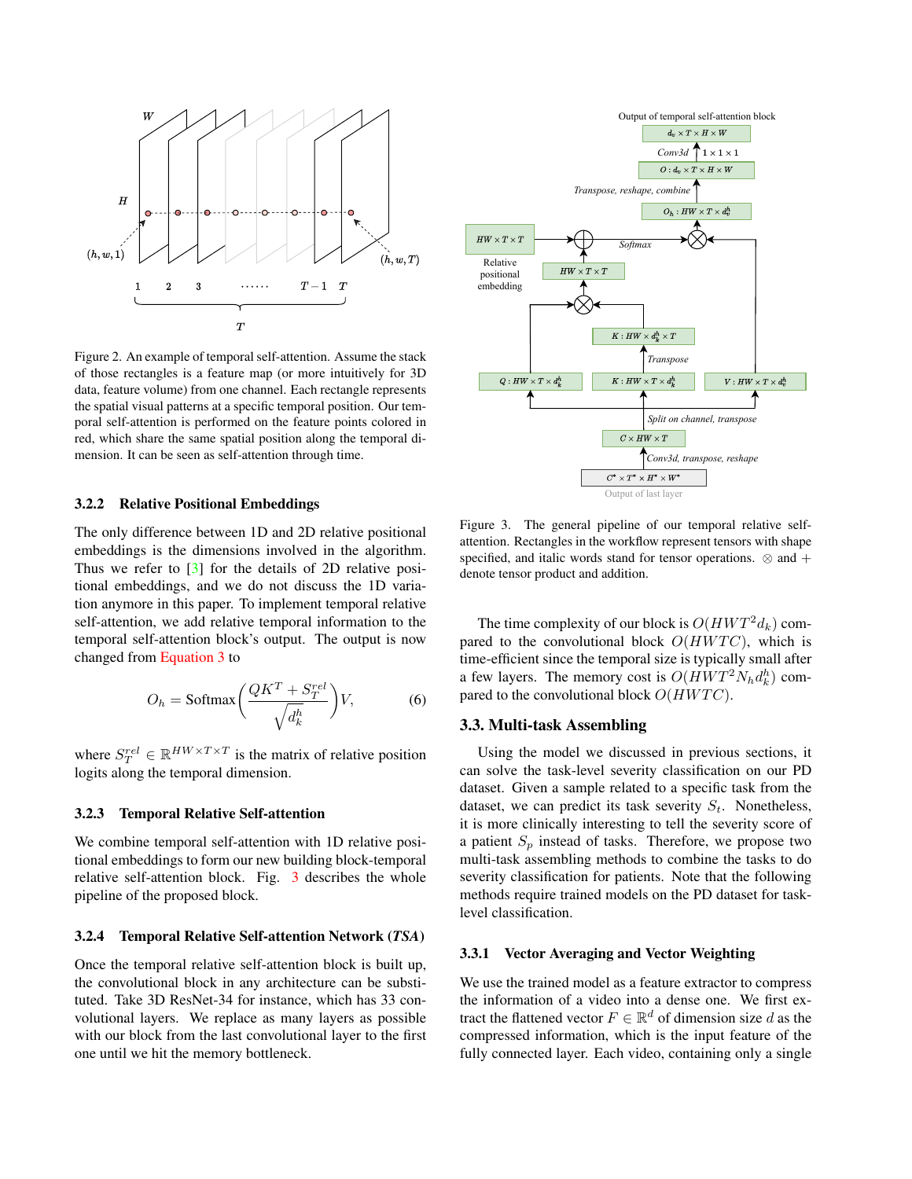W

H

$(h, w, 1)$

$(h, w, T)$

1 2 3 …… $T-1$ $T$

$T$

Figure 2. An example of temporal self-attention. Assume the stack of those rectangles is a feature map (or more intuitively for 3D data, feature volume) from one channel. Each rectangle represents the spatial visual patterns at a specific temporal position. Our temporal self-attention is performed on the feature points colored in red, which share the same spatial position along the temporal dimension. It can be seen as self-attention through time.

#### 3.2.2 Relative Positional Embeddings

The only difference between 1D and 2D relative positional embeddings is the dimensions involved in the algorithm. Thus we refer to [3] for the details of 2D relative positional embeddings, and we do not discuss the 1D variation anymore in this paper. To implement temporal relative self-attention, we add relative temporal information to the temporal self-attention block's output. The output is now changed from Equation 3 to

$$O_h = \text{Softmax}\left(\frac{QK^T + S_T^{rel}}{\sqrt{d_k^h}}\right)V, \tag{6}$$

where $S_T^{rel} \in \mathbb{R}^{HW \times T \times T}$ is the matrix of relative position logits along the temporal dimension.

#### 3.2.3 Temporal Relative Self-attention

We combine temporal self-attention with 1D relative positional embeddings to form our new building block-temporal relative self-attention block. Fig. 3 describes the whole pipeline of the proposed block.

#### 3.2.4 Temporal Relative Self-attention Network (*TSA*)

Once the temporal relative self-attention block is built up, the convolutional block in any architecture can be substituted. Take 3D ResNet-34 for instance, which has 33 convolutional layers. We replace as many layers as possible with our block from the last convolutional layer to the first one until we hit the memory bottleneck.

Output of temporal self-attention block

$d_v \times T \times H \times W$

*Conv3d* $1 \times 1 \times 1$

$O : d_v \times T \times H \times W$

*Transpose, reshape, combine*

$O_h : HW \times T \times d_v^h$

$HW \times T \times T$

Relative positional embedding

*Softmax*

$HW \times T \times T$

$K : HW \times d_k^h \times T$

*Transpose*

$Q : HW \times T \times d_k^h$

$K : HW \times T \times d_k^h$

$V : HW \times T \times d_v^h$

*Split on channel, transpose*

$C \times HW \times T$

*Conv3d, transpose, reshape*

$C^* \times T^* \times H^* \times W^*$

Output of last layer

Figure 3. The general pipeline of our temporal relative self-attention. Rectangles in the workflow represent tensors with shape specified, and italic words stand for tensor operations. $\otimes$ and $+$ denote tensor product and addition.

The time complexity of our block is $O(HWT^2d_k)$ compared to the convolutional block $O(HWTC)$, which is time-efficient since the temporal size is typically small after a few layers. The memory cost is $O(HWT^2N_hd_k^h)$ compared to the convolutional block $O(HWTC)$.

### 3.3. Multi-task Assembling

Using the model we discussed in previous sections, it can solve the task-level severity classification on our PD dataset. Given a sample related to a specific task from the dataset, we can predict its task severity $S_t$. Nonetheless, it is more clinically interesting to tell the severity score of a patient $S_p$ instead of tasks. Therefore, we propose two multi-task assembling methods to combine the tasks to do severity classification for patients. Note that the following methods require trained models on the PD dataset for task-level classification.

#### 3.3.1 Vector Averaging and Vector Weighting

We use the trained model as a feature extractor to compress the information of a video into a dense one. We first extract the flattened vector $F \in \mathbb{R}^d$ of dimension size $d$ as the compressed information, which is the input feature of the fully connected layer. Each video, containing only a single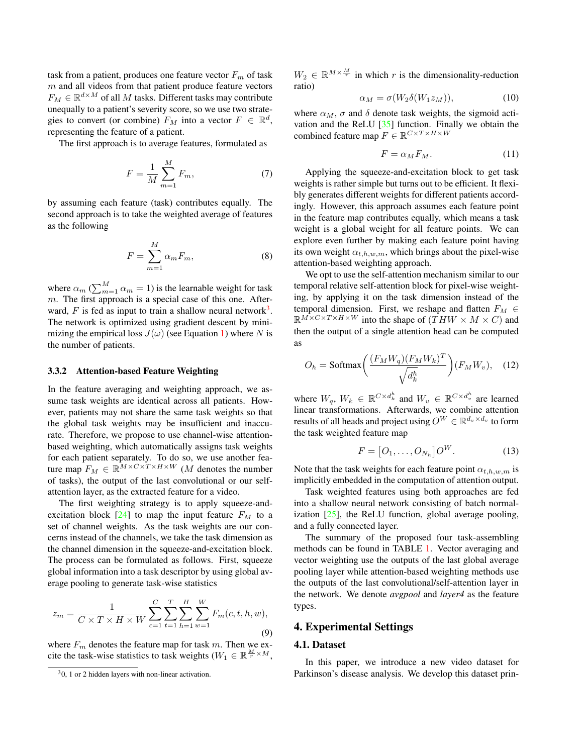task from a patient, produces one feature vector $F_m$ of task $m$ and all videos from that patient produce feature vectors $F_M \in \mathbb{R}^{d \times M}$ of all $M$ tasks. Different tasks may contribute unequally to a patient's severity score, so we use two strategies to convert (or combine) $F_M$ into a vector $F \in \mathbb{R}^d$, representing the feature of a patient.

The first approach is to average features, formulated as

$$F = \frac{1}{M} \sum_{m=1}^{M} F_m, \tag{7}$$

by assuming each feature (task) contributes equally. The second approach is to take the weighted average of features as the following

$$F = \sum_{m=1}^{M} \alpha_m F_m, \tag{8}$$

where $\alpha_m$ ($\sum_{m=1}^{M} \alpha_m = 1$) is the learnable weight for task $m$. The first approach is a special case of this one. Afterward, $F$ is fed as input to train a shallow neural network[3]. The network is optimized using gradient descent by minimizing the empirical loss $J(\omega)$ (see Equation 1) where $N$ is the number of patients.

### 3.3.2 Attention-based Feature Weighting

In the feature averaging and weighting approach, we assume task weights are identical across all patients. However, patients may not share the same task weights so that the global task weights may be insufficient and inaccurate. Therefore, we propose to use channel-wise attention-based weighting, which automatically assigns task weights for each patient separately. To do so, we use another feature map $F_M \in \mathbb{R}^{M \times C \times T \times H \times W}$ ($M$ denotes the number of tasks), the output of the last convolutional or our self-attention layer, as the extracted feature for a video.

The first weighting strategy is to apply squeeze-and-excitation block [24] to map the input feature $F_M$ to a set of channel weights. As the task weights are our concerns instead of the channels, we take the task dimension as the channel dimension in the squeeze-and-excitation block. The process can be formulated as follows. First, squeeze global information into a task descriptor by using global average pooling to generate task-wise statistics

$$z_m = \frac{1}{C \times T \times H \times W} \sum_{c=1}^{C} \sum_{t=1}^{T} \sum_{h=1}^{H} \sum_{w=1}^{W} F_m(c, t, h, w), \tag{9}$$

where $F_m$ denotes the feature map for task $m$. Then we excite the task-wise statistics to task weights ($W_1 \in \mathbb{R}^{\frac{M}{r} \times M}$, $W_2 \in \mathbb{R}^{M \times \frac{M}{r}}$ in which $r$ is the dimensionality-reduction ratio)

$$\alpha_M = \sigma(W_2 \delta(W_1 z_M)), \tag{10}$$

where $\alpha_M$, $\sigma$ and $\delta$ denote task weights, the sigmoid activation and the ReLU [35] function. Finally we obtain the combined feature map $F \in \mathbb{R}^{C \times T \times H \times W}$

$$F = \alpha_M F_M. \tag{11}$$

Applying the squeeze-and-excitation block to get task weights is rather simple but turns out to be efficient. It flexibly generates different weights for different patients accordingly. However, this approach assumes each feature point in the feature map contributes equally, which means a task weight is a global weight for all feature points. We can explore even further by making each feature point having its own weight $\alpha_{t,h,w,m}$, which brings about the pixel-wise attention-based weighting approach.

We opt to use the self-attention mechanism similar to our temporal relative self-attention block for pixel-wise weighting, by applying it on the task dimension instead of the temporal dimension. First, we reshape and flatten $F_M \in \mathbb{R}^{M \times C \times T \times H \times W}$ into the shape of ($THW \times M \times C$) and then the output of a single attention head can be computed as

$$O_h = \text{Softmax}\bigg(\frac{(F_M W_q)(F_M W_k)^T}{\sqrt{d_k^h}}\bigg)(F_M W_v), \tag{12}$$

where $W_q$, $W_k \in \mathbb{R}^{C \times d_k^h}$ and $W_v \in \mathbb{R}^{C \times d_v^h}$ are learned linear transformations. Afterwards, we combine attention results of all heads and project using $O^W \in \mathbb{R}^{d_v \times d_v}$ to form the task weighted feature map

$$F = \big[O_1, \ldots, O_{N_h}\big] O^W. \tag{13}$$

Note that the task weights for each feature point $\alpha_{t,h,w,m}$ is implicitly embedded in the computation of attention output.

Task weighted features using both approaches are fed into a shallow neural network consisting of batch normalization [25], the ReLU function, global average pooling, and a fully connected layer.

The summary of the proposed four task-assembling methods can be found in TABLE 1. Vector averaging and vector weighting use the outputs of the last global average pooling layer while attention-based weighting methods use the outputs of the last convolutional/self-attention layer in the network. We denote *avgpool* and *layer4* as the feature types.

# 4. Experimental Settings

## 4.1. Dataset

In this paper, we introduce a new video dataset for Parkinson's disease analysis. We develop this dataset prin-

[3] 0, 1 or 2 hidden layers with non-linear activation.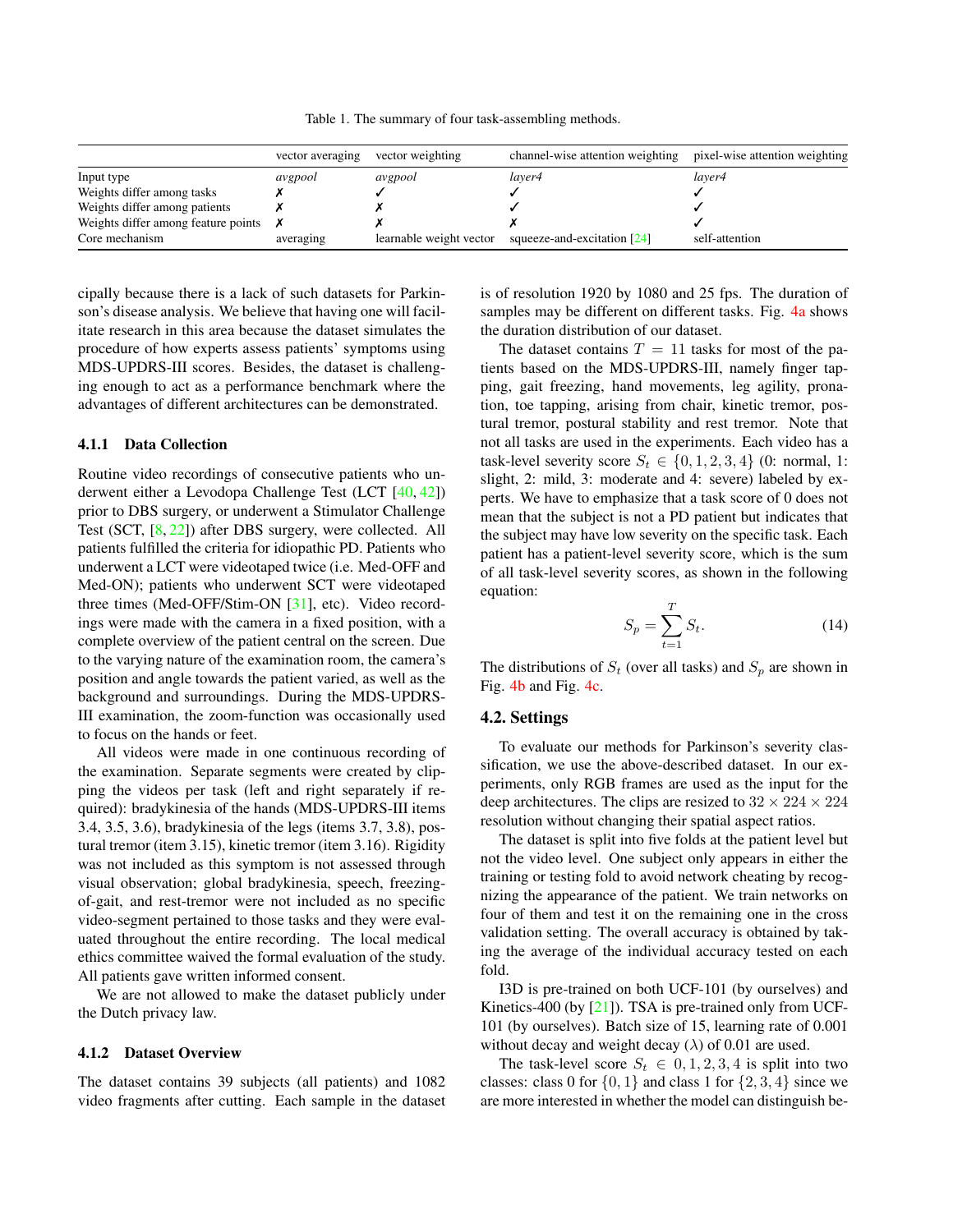Table 1. The summary of four task-assembling methods.

| | vector averaging | vector weighting | channel-wise attention weighting | pixel-wise attention weighting |
|---|---|---|---|---|
| Input type | *avgpool* | *avgpool* | *layer4* | *layer4* |
| Weights differ among tasks | ✗ | ✓ | ✓ | ✓ |
| Weights differ among patients | ✗ | ✗ | ✓ | ✓ |
| Weights differ among feature points | ✗ | ✗ | ✗ | ✓ |
| Core mechanism | averaging | learnable weight vector | squeeze-and-excitation [24] | self-attention |

cipally because there is a lack of such datasets for Parkinson's disease analysis. We believe that having one will facilitate research in this area because the dataset simulates the procedure of how experts assess patients' symptoms using MDS-UPDRS-III scores. Besides, the dataset is challenging enough to act as a performance benchmark where the advantages of different architectures can be demonstrated.

#### 4.1.1 Data Collection

Routine video recordings of consecutive patients who underwent either a Levodopa Challenge Test (LCT [40, 42]) prior to DBS surgery, or underwent a Stimulator Challenge Test (SCT, [8, 22]) after DBS surgery, were collected. All patients fulfilled the criteria for idiopathic PD. Patients who underwent a LCT were videotaped twice (i.e. Med-OFF and Med-ON); patients who underwent SCT were videotaped three times (Med-OFF/Stim-ON [31], etc). Video recordings were made with the camera in a fixed position, with a complete overview of the patient central on the screen. Due to the varying nature of the examination room, the camera's position and angle towards the patient varied, as well as the background and surroundings. During the MDS-UPDRS-III examination, the zoom-function was occasionally used to focus on the hands or feet.

All videos were made in one continuous recording of the examination. Separate segments were created by clipping the videos per task (left and right separately if required): bradykinesia of the hands (MDS-UPDRS-III items 3.4, 3.5, 3.6), bradykinesia of the legs (items 3.7, 3.8), postural tremor (item 3.15), kinetic tremor (item 3.16). Rigidity was not included as this symptom is not assessed through visual observation; global bradykinesia, speech, freezing-of-gait, and rest-tremor were not included as no specific video-segment pertained to those tasks and they were evaluated throughout the entire recording. The local medical ethics committee waived the formal evaluation of the study. All patients gave written informed consent.

We are not allowed to make the dataset publicly under the Dutch privacy law.

#### 4.1.2 Dataset Overview

The dataset contains 39 subjects (all patients) and 1082 video fragments after cutting. Each sample in the dataset is of resolution 1920 by 1080 and 25 fps. The duration of samples may be different on different tasks. Fig. 4a shows the duration distribution of our dataset.

The dataset contains $T = 11$ tasks for most of the patients based on the MDS-UPDRS-III, namely finger tapping, gait freezing, hand movements, leg agility, pronation, toe tapping, arising from chair, kinetic tremor, postural tremor, postural stability and rest tremor. Note that not all tasks are used in the experiments. Each video has a task-level severity score $S_t \in \{0, 1, 2, 3, 4\}$ (0: normal, 1: slight, 2: mild, 3: moderate and 4: severe) labeled by experts. We have to emphasize that a task score of 0 does not mean that the subject is not a PD patient but indicates that the subject may have low severity on the specific task. Each patient has a patient-level severity score, which is the sum of all task-level severity scores, as shown in the following equation:

$$S_p = \sum_{t=1}^{T} S_t. \tag{14}$$

The distributions of $S_t$ (over all tasks) and $S_p$ are shown in Fig. 4b and Fig. 4c.

### 4.2. Settings

To evaluate our methods for Parkinson's severity classification, we use the above-described dataset. In our experiments, only RGB frames are used as the input for the deep architectures. The clips are resized to $32 \times 224 \times 224$ resolution without changing their spatial aspect ratios.

The dataset is split into five folds at the patient level but not the video level. One subject only appears in either the training or testing fold to avoid network cheating by recognizing the appearance of the patient. We train networks on four of them and test it on the remaining one in the cross validation setting. The overall accuracy is obtained by taking the average of the individual accuracy tested on each fold.

I3D is pre-trained on both UCF-101 (by ourselves) and Kinetics-400 (by [21]). TSA is pre-trained only from UCF-101 (by ourselves). Batch size of 15, learning rate of 0.001 without decay and weight decay ($\lambda$) of 0.01 are used.

The task-level score $S_t \in 0, 1, 2, 3, 4$ is split into two classes: class 0 for $\{0, 1\}$ and class 1 for $\{2, 3, 4\}$ since we are more interested in whether the model can distinguish be-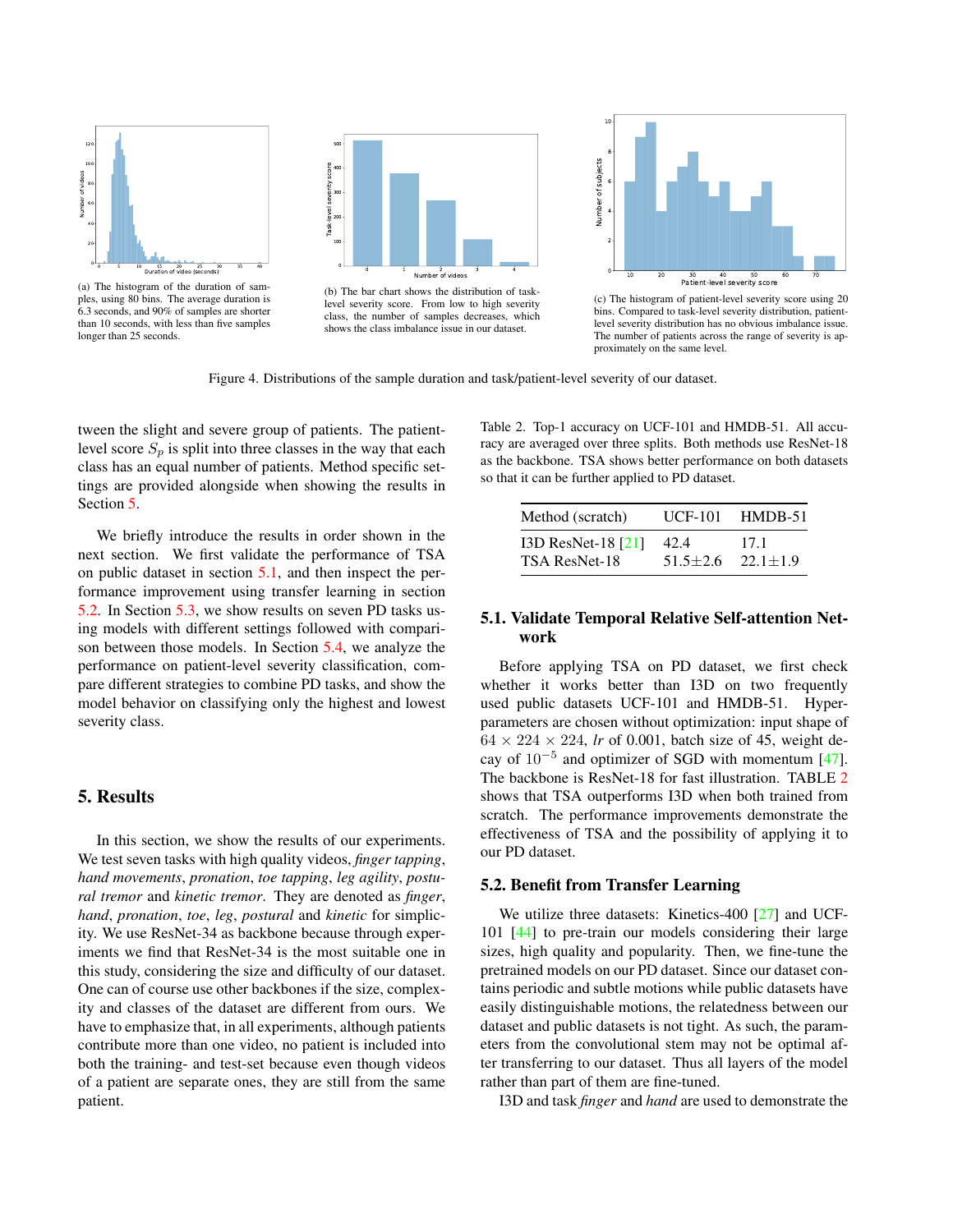Number of videos

Duration of video (seconds)

(a) The histogram of the duration of samples, using 80 bins. The average duration is 6.3 seconds, and 90% of samples are shorter than 10 seconds, with less than five samples longer than 25 seconds.

Task-level severity score

Number of videos

(b) The bar chart shows the distribution of task-level severity score. From low to high severity class, the number of samples decreases, which shows the class imbalance issue in our dataset.

Number of subjects

Patient-level severity score

(c) The histogram of patient-level severity score using 20 bins. Compared to task-level severity distribution, patient-level severity distribution has no obvious imbalance issue. The number of patients across the range of severity is approximately on the same level.

Figure 4. Distributions of the sample duration and task/patient-level severity of our dataset.

tween the slight and severe group of patients. The patient-level score $S_p$ is split into three classes in the way that each class has an equal number of patients. Method specific settings are provided alongside when showing the results in Section 5.

We briefly introduce the results in order shown in the next section. We first validate the performance of TSA on public dataset in section 5.1, and then inspect the performance improvement using transfer learning in section 5.2. In Section 5.3, we show results on seven PD tasks using models with different settings followed with comparison between those models. In Section 5.4, we analyze the performance on patient-level severity classification, compare different strategies to combine PD tasks, and show the model behavior on classifying only the highest and lowest severity class.

# 5. Results

In this section, we show the results of our experiments. We test seven tasks with high quality videos, *finger tapping*, *hand movements*, *pronation*, *toe tapping*, *leg agility*, *postural tremor* and *kinetic tremor*. They are denoted as *finger*, *hand*, *pronation*, *toe*, *leg*, *postural* and *kinetic* for simplicity. We use ResNet-34 as backbone because through experiments we find that ResNet-34 is the most suitable one in this study, considering the size and difficulty of our dataset. One can of course use other backbones if the size, complexity and classes of the dataset are different from ours. We have to emphasize that, in all experiments, although patients contribute more than one video, no patient is included into both the training- and test-set because even though videos of a patient are separate ones, they are still from the same patient.

Table 2. Top-1 accuracy on UCF-101 and HMDB-51. All accuracy are averaged over three splits. Both methods use ResNet-18 as the backbone. TSA shows better performance on both datasets so that it can be further applied to PD dataset.

| Method (scratch) | UCF-101 | HMDB-51 |
|---|---|---|
| I3D ResNet-18 [21] | 42.4 | 17.1 |
| TSA ResNet-18 | 51.5±2.6 | 22.1±1.9 |

## 5.1. Validate Temporal Relative Self-attention Network

Before applying TSA on PD dataset, we first check whether it works better than I3D on two frequently used public datasets UCF-101 and HMDB-51. Hyperparameters are chosen without optimization: input shape of $64 \times 224 \times 224$, *lr* of 0.001, batch size of 45, weight decay of $10^{-5}$ and optimizer of SGD with momentum [47]. The backbone is ResNet-18 for fast illustration. TABLE 2 shows that TSA outperforms I3D when both trained from scratch. The performance improvements demonstrate the effectiveness of TSA and the possibility of applying it to our PD dataset.

## 5.2. Benefit from Transfer Learning

We utilize three datasets: Kinetics-400 [27] and UCF-101 [44] to pre-train our models considering their large sizes, high quality and popularity. Then, we fine-tune the pretrained models on our PD dataset. Since our dataset contains periodic and subtle motions while public datasets have easily distinguishable motions, the relatedness between our dataset and public datasets is not tight. As such, the parameters from the convolutional stem may not be optimal after transferring to our dataset. Thus all layers of the model rather than part of them are fine-tuned.

I3D and task *finger* and *hand* are used to demonstrate the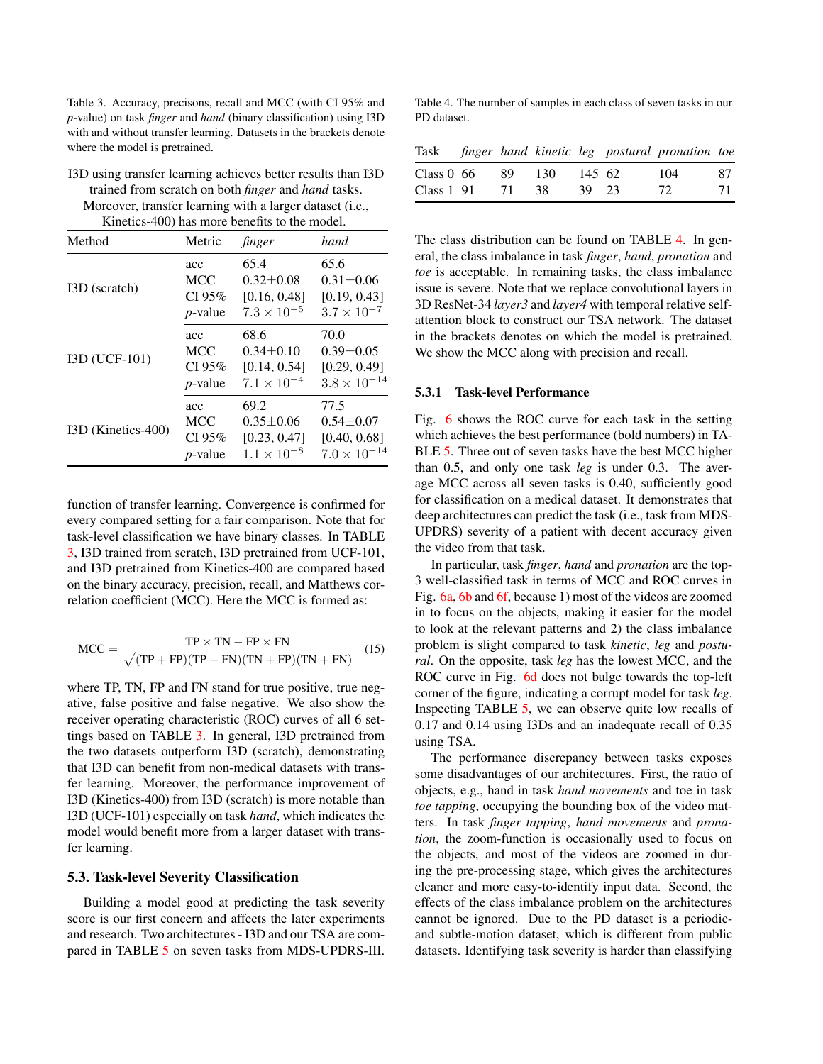Table 3. Accuracy, precisons, recall and MCC (with CI 95% and $p$-value) on task *finger* and *hand* (binary classification) using I3D with and without transfer learning. Datasets in the brackets denote where the model is pretrained.

I3D using transfer learning achieves better results than I3D trained from scratch on both *finger* and *hand* tasks. Moreover, transfer learning with a larger dataset (i.e., Kinetics-400) has more benefits to the model.

| Method | Metric | *finger* | *hand* |
|---|---|---|---|
| I3D (scratch) | acc | 65.4 | 65.6 |
| | MCC | 0.32±0.08 | 0.31±0.06 |
| | CI 95% | [0.16, 0.48] | [0.19, 0.43] |
| | $p$-value | $7.3 \times 10^{-5}$ | $3.7 \times 10^{-7}$ |
| I3D (UCF-101) | acc | 68.6 | 70.0 |
| | MCC | 0.34±0.10 | 0.39±0.05 |
| | CI 95% | [0.14, 0.54] | [0.29, 0.49] |
| | $p$-value | $7.1 \times 10^{-4}$ | $3.8 \times 10^{-14}$ |
| I3D (Kinetics-400) | acc | 69.2 | 77.5 |
| | MCC | 0.35±0.06 | 0.54±0.07 |
| | CI 95% | [0.23, 0.47] | [0.40, 0.68] |
| | $p$-value | $1.1 \times 10^{-8}$ | $7.0 \times 10^{-14}$ |

function of transfer learning. Convergence is confirmed for every compared setting for a fair comparison. Note that for task-level classification we have binary classes. In TABLE 3, I3D trained from scratch, I3D pretrained from UCF-101, and I3D pretrained from Kinetics-400 are compared based on the binary accuracy, precision, recall, and Matthews correlation coefficient (MCC). Here the MCC is formed as:

$$\text{MCC} = \frac{\text{TP} \times \text{TN} - \text{FP} \times \text{FN}}{\sqrt{(\text{TP}+\text{FP})(\text{TP}+\text{FN})(\text{TN}+\text{FP})(\text{TN}+\text{FN})}} \tag{15}$$

where TP, TN, FP and FN stand for true positive, true negative, false positive and false negative. We also show the receiver operating characteristic (ROC) curves of all 6 settings based on TABLE 3. In general, I3D pretrained from the two datasets outperform I3D (scratch), demonstrating that I3D can benefit from non-medical datasets with transfer learning. Moreover, the performance improvement of I3D (Kinetics-400) from I3D (scratch) is more notable than I3D (UCF-101) especially on task *hand*, which indicates the model would benefit more from a larger dataset with transfer learning.

### 5.3. Task-level Severity Classification

Building a model good at predicting the task severity score is our first concern and affects the later experiments and research. Two architectures - I3D and our TSA are compared in TABLE 5 on seven tasks from MDS-UPDRS-III.

Table 4. The number of samples in each class of seven tasks in our PD dataset.

| Task | *finger* | *hand* | *kinetic* | *leg* | *postural* | *pronation* | *toe* |
|---|---|---|---|---|---|---|---|
| Class 0 | 66 | 89 | 130 | 145 | 62 | 104 | 87 |
| Class 1 | 91 | 71 | 38 | 39 | 23 | 72 | 71 |

The class distribution can be found on TABLE 4. In general, the class imbalance in task *finger*, *hand*, *pronation* and *toe* is acceptable. In remaining tasks, the class imbalance issue is severe. Note that we replace convolutional layers in 3D ResNet-34 *layer3* and *layer4* with temporal relative self-attention block to construct our TSA network. The dataset in the brackets denotes on which the model is pretrained. We show the MCC along with precision and recall.

#### 5.3.1 Task-level Performance

Fig. 6 shows the ROC curve for each task in the setting which achieves the best performance (bold numbers) in TABLE 5. Three out of seven tasks have the best MCC higher than 0.5, and only one task *leg* is under 0.3. The average MCC across all seven tasks is 0.40, sufficiently good for classification on a medical dataset. It demonstrates that deep architectures can predict the task (i.e., task from MDS-UPDRS) severity of a patient with decent accuracy given the video from that task.

In particular, task *finger*, *hand* and *pronation* are the top-3 well-classified task in terms of MCC and ROC curves in Fig. 6a, 6b and 6f, because 1) most of the videos are zoomed in to focus on the objects, making it easier for the model to look at the relevant patterns and 2) the class imbalance problem is slight compared to task *kinetic*, *leg* and *postural*. On the opposite, task *leg* has the lowest MCC, and the ROC curve in Fig. 6d does not bulge towards the top-left corner of the figure, indicating a corrupt model for task *leg*. Inspecting TABLE 5, we can observe quite low recalls of 0.17 and 0.14 using I3Ds and an inadequate recall of 0.35 using TSA.

The performance discrepancy between tasks exposes some disadvantages of our architectures. First, the ratio of objects, e.g., hand in task *hand movements* and toe in task *toe tapping*, occupying the bounding box of the video matters. In task *finger tapping*, *hand movements* and *pronation*, the zoom-function is occasionally used to focus on the objects, and most of the videos are zoomed in during the pre-processing stage, which gives the architectures cleaner and more easy-to-identify input data. Second, the effects of the class imbalance problem on the architectures cannot be ignored. Due to the PD dataset is a periodic- and subtle-motion dataset, which is different from public datasets. Identifying task severity is harder than classifying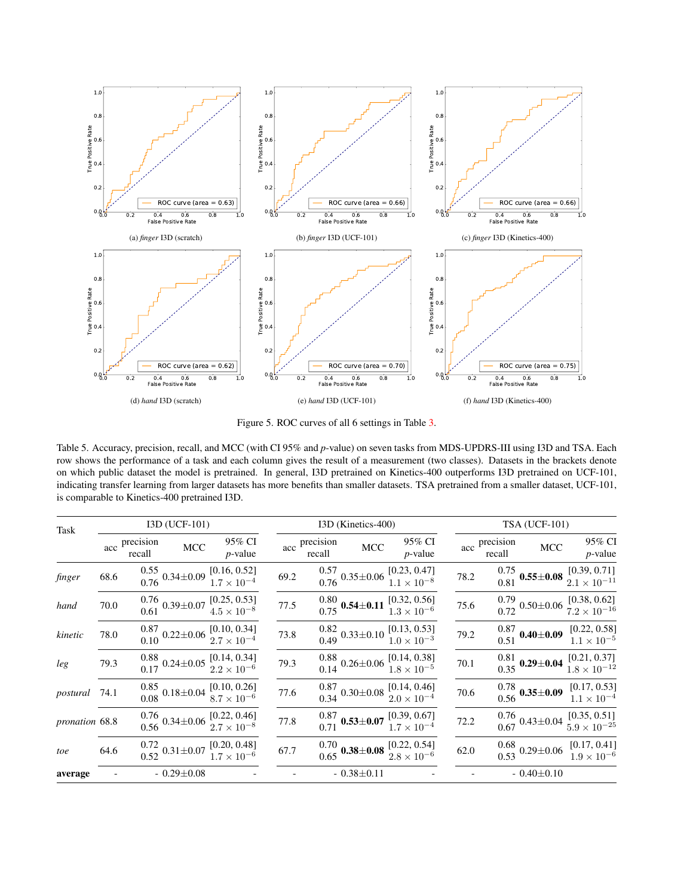ROC curve (area = 0.63)
True Positive Rate
False Positive Rate

(a) *finger* I3D (scratch)

ROC curve (area = 0.66)
True Positive Rate
False Positive Rate

(b) *finger* I3D (UCF-101)

ROC curve (area = 0.66)
True Positive Rate
False Positive Rate

(c) *finger* I3D (Kinetics-400)

ROC curve (area = 0.62)
True Positive Rate
False Positive Rate

(d) *hand* I3D (scratch)

ROC curve (area = 0.70)
True Positive Rate
False Positive Rate

(e) *hand* I3D (UCF-101)

ROC curve (area = 0.75)
True Positive Rate
False Positive Rate

(f) *hand* I3D (Kinetics-400)

Figure 5. ROC curves of all 6 settings in Table 3.

Table 5. Accuracy, precision, recall, and MCC (with CI 95% and $p$-value) on seven tasks from MDS-UPDRS-III using I3D and TSA. Each row shows the performance of a task and each column gives the result of a measurement (two classes). Datasets in the brackets denote on which public dataset the model is pretrained. In general, I3D pretrained on Kinetics-400 outperforms I3D pretrained on UCF-101, indicating transfer learning from larger datasets has more benefits than smaller datasets. TSA pretrained from a smaller dataset, UCF-101, is comparable to Kinetics-400 pretrained I3D.

| Task | I3D (UCF-101) | | | | I3D (Kinetics-400) | | | | TSA (UCF-101) | | | |
|---|---|---|---|---|---|---|---|---|---|---|---|---|
| | acc | precision<br>recall | MCC | 95% CI<br>$p$-value | acc | precision<br>recall | MCC | 95% CI<br>$p$-value | acc | precision<br>recall | MCC | 95% CI<br>$p$-value |
| *finger* | 68.6 | 0.55<br>0.76 | 0.34±0.09 | [0.16, 0.52]<br>$1.7 \times 10^{-4}$ | 69.2 | 0.57<br>0.76 | 0.35±0.06 | [0.23, 0.47]<br>$1.1 \times 10^{-8}$ | 78.2 | 0.75<br>0.81 | **0.55±0.08** | [0.39, 0.71]<br>$2.1 \times 10^{-11}$ |
| *hand* | 70.0 | 0.76<br>0.61 | 0.39±0.07 | [0.25, 0.53]<br>$4.5 \times 10^{-8}$ | 77.5 | 0.80<br>0.75 | **0.54±0.11** | [0.32, 0.56]<br>$1.3 \times 10^{-6}$ | 75.6 | 0.79<br>0.72 | 0.50±0.06 | [0.38, 0.62]<br>$7.2 \times 10^{-16}$ |
| *kinetic* | 78.0 | 0.87<br>0.10 | 0.22±0.06 | [0.10, 0.34]<br>$2.7 \times 10^{-4}$ | 73.8 | 0.82<br>0.49 | 0.33±0.10 | [0.13, 0.53]<br>$1.0 \times 10^{-3}$ | 79.2 | 0.87<br>0.51 | **0.40±0.09** | [0.22, 0.58]<br>$1.1 \times 10^{-5}$ |
| *leg* | 79.3 | 0.88<br>0.17 | 0.24±0.05 | [0.14, 0.34]<br>$2.2 \times 10^{-6}$ | 79.3 | 0.88<br>0.14 | 0.26±0.06 | [0.14, 0.38]<br>$1.8 \times 10^{-5}$ | 70.1 | 0.81<br>0.35 | **0.29±0.04** | [0.21, 0.37]<br>$1.8 \times 10^{-12}$ |
| *postural* | 74.1 | 0.85<br>0.08 | 0.18±0.04 | [0.10, 0.26]<br>$8.7 \times 10^{-6}$ | 77.6 | 0.87<br>0.34 | 0.30±0.08 | [0.14, 0.46]<br>$2.0 \times 10^{-4}$ | 70.6 | 0.78<br>0.56 | **0.35±0.09** | [0.17, 0.53]<br>$1.1 \times 10^{-4}$ |
| *pronation* | 68.8 | 0.76<br>0.56 | 0.34±0.06 | [0.22, 0.46]<br>$2.7 \times 10^{-8}$ | 77.8 | 0.87<br>0.71 | **0.53±0.07** | [0.39, 0.67]<br>$1.7 \times 10^{-4}$ | 72.2 | 0.76<br>0.67 | 0.43±0.04 | [0.35, 0.51]<br>$5.9 \times 10^{-25}$ |
| *toe* | 64.6 | 0.72<br>0.52 | 0.31±0.07 | [0.20, 0.48]<br>$1.7 \times 10^{-6}$ | 67.7 | 0.70<br>0.65 | **0.38±0.08** | [0.22, 0.54]<br>$2.8 \times 10^{-6}$ | 62.0 | 0.68<br>0.53 | 0.29±0.06 | [0.17, 0.41]<br>$1.9 \times 10^{-6}$ |
| **average** | - | - | 0.29±0.08 | - | - | - | 0.38±0.11 | - | - | - | 0.40±0.10 | |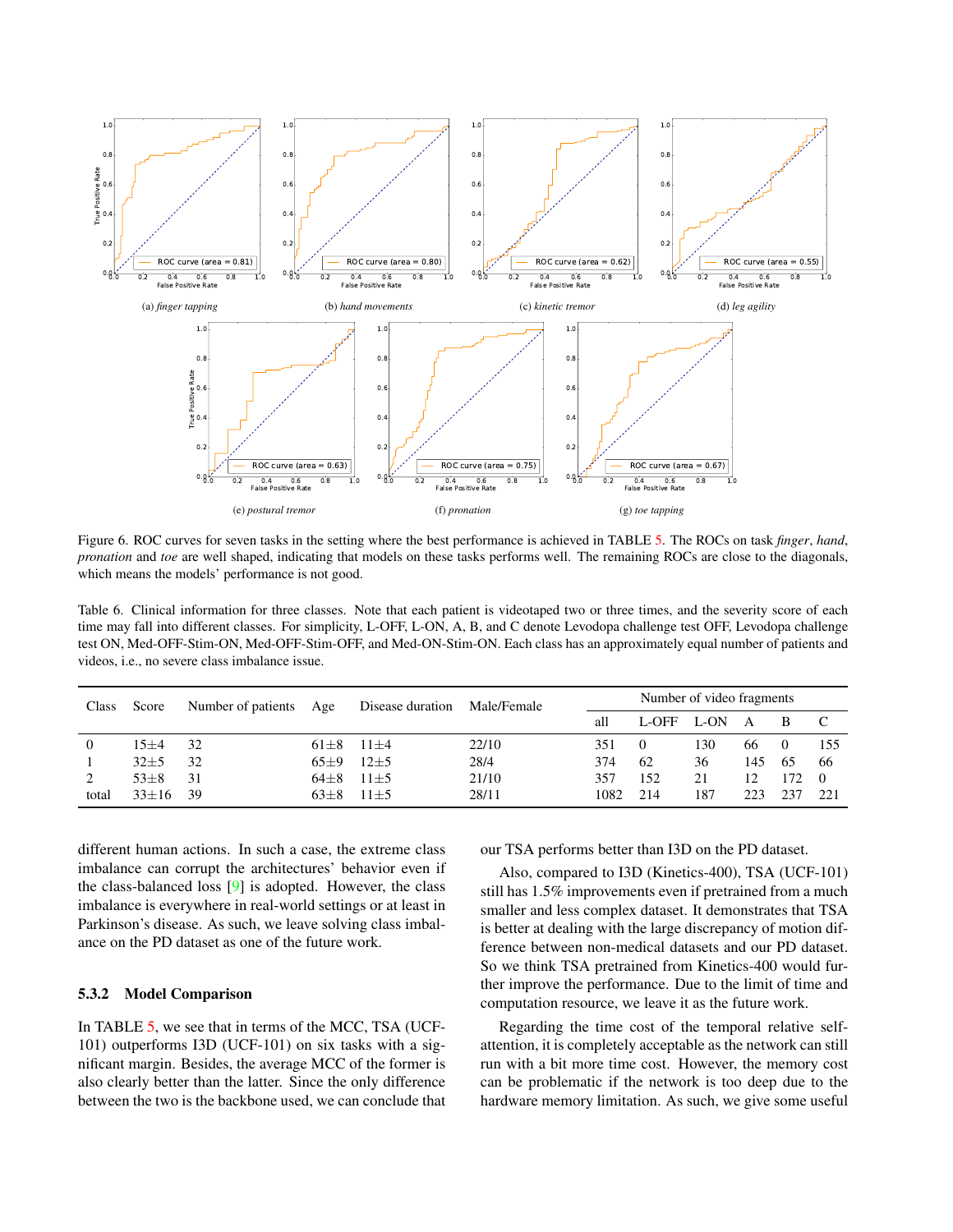ROC curve (area = 0.81)
False Positive Rate
True Positive Rate

(a) *finger tapping*

ROC curve (area = 0.80)
False Positive Rate

(b) *hand movements*

ROC curve (area = 0.62)
False Positive Rate

(c) *kinetic tremor*

ROC curve (area = 0.55)
False Positive Rate

(d) *leg agility*

ROC curve (area = 0.63)
False Positive Rate
True Positive Rate

(e) *postural tremor*

ROC curve (area = 0.75)
False Positive Rate

(f) *pronation*

ROC curve (area = 0.67)
False Positive Rate

(g) *toe tapping*

Figure 6. ROC curves for seven tasks in the setting where the best performance is achieved in TABLE 5. The ROCs on task *finger*, *hand*, *pronation* and *toe* are well shaped, indicating that models on these tasks performs well. The remaining ROCs are close to the diagonals, which means the models' performance is not good.

Table 6. Clinical information for three classes. Note that each patient is videotaped two or three times, and the severity score of each time may fall into different classes. For simplicity, L-OFF, L-ON, A, B, and C denote Levodopa challenge test OFF, Levodopa challenge test ON, Med-OFF-Stim-ON, Med-OFF-Stim-OFF, and Med-ON-Stim-ON. Each class has an approximately equal number of patients and videos, i.e., no severe class imbalance issue.

| Class | Score | Number of patients | Age | Disease duration | Male/Female | Number of video fragments | | | | | |
|---|---|---|---|---|---|---|---|---|---|---|---|
| | | | | | | all | L-OFF | L-ON | A | B | C |
| 0 | 15±4 | 32 | 61±8 | 11±4 | 22/10 | 351 | 0 | 130 | 66 | 0 | 155 |
| 1 | 32±5 | 32 | 65±9 | 12±5 | 28/4 | 374 | 62 | 36 | 145 | 65 | 66 |
| 2 | 53±8 | 31 | 64±8 | 11±5 | 21/10 | 357 | 152 | 21 | 12 | 172 | 0 |
| total | 33±16 | 39 | 63±8 | 11±5 | 28/11 | 1082 | 214 | 187 | 223 | 237 | 221 |

different human actions. In such a case, the extreme class imbalance can corrupt the architectures' behavior even if the class-balanced loss [9] is adopted. However, the class imbalance is everywhere in real-world settings or at least in Parkinson's disease. As such, we leave solving class imbalance on the PD dataset as one of the future work.

#### 5.3.2 Model Comparison

In TABLE 5, we see that in terms of the MCC, TSA (UCF-101) outperforms I3D (UCF-101) on six tasks with a significant margin. Besides, the average MCC of the former is also clearly better than the latter. Since the only difference between the two is the backbone used, we can conclude that our TSA performs better than I3D on the PD dataset.

Also, compared to I3D (Kinetics-400), TSA (UCF-101) still has 1.5% improvements even if pretrained from a much smaller and less complex dataset. It demonstrates that TSA is better at dealing with the large discrepancy of motion difference between non-medical datasets and our PD dataset. So we think TSA pretrained from Kinetics-400 would further improve the performance. Due to the limit of time and computation resource, we leave it as the future work.

Regarding the time cost of the temporal relative self-attention, it is completely acceptable as the network can still run with a bit more time cost. However, the memory cost can be problematic if the network is too deep due to the hardware memory limitation. As such, we give some useful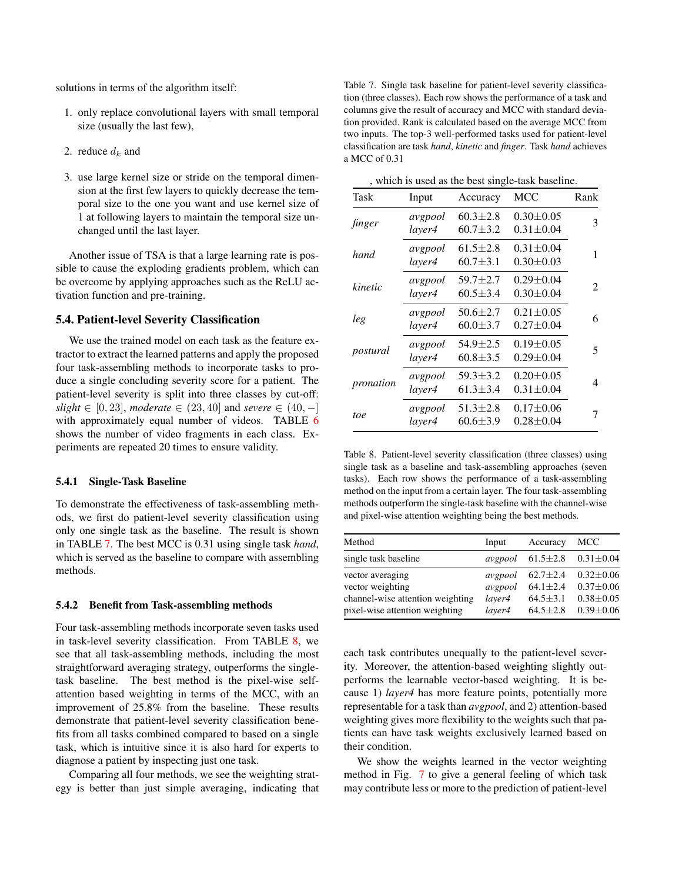solutions in terms of the algorithm itself:

1. only replace convolutional layers with small temporal size (usually the last few),
2. reduce $d_k$ and
3. use large kernel size or stride on the temporal dimension at the first few layers to quickly decrease the temporal size to the one you want and use kernel size of 1 at following layers to maintain the temporal size unchanged until the last layer.

Another issue of TSA is that a large learning rate is possible to cause the exploding gradients problem, which can be overcome by applying approaches such as the ReLU activation function and pre-training.

### 5.4. Patient-level Severity Classification

We use the trained model on each task as the feature extractor to extract the learned patterns and apply the proposed four task-assembling methods to incorporate tasks to produce a single concluding severity score for a patient. The patient-level severity is split into three classes by cut-off: *slight* $\in [0, 23]$, *moderate* $\in (23, 40]$ and *severe* $\in (40, -]$ with approximately equal number of videos. TABLE 6 shows the number of video fragments in each class. Experiments are repeated 20 times to ensure validity.

#### 5.4.1 Single-Task Baseline

To demonstrate the effectiveness of task-assembling methods, we first do patient-level severity classification using only one single task as the baseline. The result is shown in TABLE 7. The best MCC is 0.31 using single task *hand*, which is served as the baseline to compare with assembling methods.

#### 5.4.2 Benefit from Task-assembling methods

Four task-assembling methods incorporate seven tasks used in task-level severity classification. From TABLE 8, we see that all task-assembling methods, including the most straightforward averaging strategy, outperforms the single-task baseline. The best method is the pixel-wise self-attention based weighting in terms of the MCC, with an improvement of 25.8% from the baseline. These results demonstrate that patient-level severity classification benefits from all tasks combined compared to based on a single task, which is intuitive since it is also hard for experts to diagnose a patient by inspecting just one task.

Comparing all four methods, we see the weighting strategy is better than just simple averaging, indicating that each task contributes unequally to the patient-level severity. Moreover, the attention-based weighting slightly outperforms the learnable vector-based weighting. It is because 1) *layer4* has more feature points, potentially more representable for a task than *avgpool*, and 2) attention-based weighting gives more flexibility to the weights such that patients can have task weights exclusively learned based on their condition.

We show the weights learned in the vector weighting method in Fig. 7 to give a general feeling of which task may contribute less or more to the prediction of patient-level

Table 7. Single task baseline for patient-level severity classification (three classes). Each row shows the performance of a task and columns give the result of accuracy and MCC with standard deviation provided. Rank is calculated based on the average MCC from two inputs. The top-3 well-performed tasks used for patient-level classification are task *hand*, *kinetic* and *finger*. Task *hand* achieves a MCC of 0.31

, which is used as the best single-task baseline.

| Task | Input | Accuracy | MCC | Rank |
|---|---|---|---|---|
| *finger* | *avgpool* | 60.3±2.8 | 0.30±0.05 | 3 |
| | *layer4* | 60.7±3.2 | 0.31±0.04 | |
| *hand* | *avgpool* | 61.5±2.8 | 0.31±0.04 | 1 |
| | *layer4* | 60.7±3.1 | 0.30±0.03 | |
| *kinetic* | *avgpool* | 59.7±2.7 | 0.29±0.04 | 2 |
| | *layer4* | 60.5±3.4 | 0.30±0.04 | |
| *leg* | *avgpool* | 50.6±2.7 | 0.21±0.05 | 6 |
| | *layer4* | 60.0±3.7 | 0.27±0.04 | |
| *postural* | *avgpool* | 54.9±2.5 | 0.19±0.05 | 5 |
| | *layer4* | 60.8±3.5 | 0.29±0.04 | |
| *pronation* | *avgpool* | 59.3±3.2 | 0.20±0.05 | 4 |
| | *layer4* | 61.3±3.4 | 0.31±0.04 | |
| *toe* | *avgpool* | 51.3±2.8 | 0.17±0.06 | 7 |
| | *layer4* | 60.6±3.9 | 0.28±0.04 | |

Table 8. Patient-level severity classification (three classes) using single task as a baseline and task-assembling approaches (seven tasks). Each row shows the performance of a task-assembling method on the input from a certain layer. The four task-assembling methods outperform the single-task baseline with the channel-wise and pixel-wise attention weighting being the best methods.

| Method | Input | Accuracy | MCC |
|---|---|---|---|
| single task baseline | *avgpool* | 61.5±2.8 | 0.31±0.04 |
| vector averaging | *avgpool* | 62.7±2.4 | 0.32±0.06 |
| vector weighting | *avgpool* | 64.1±2.4 | 0.37±0.06 |
| channel-wise attention weighting | *layer4* | 64.5±3.1 | 0.38±0.05 |
| pixel-wise attention weighting | *layer4* | 64.5±2.8 | 0.39±0.06 |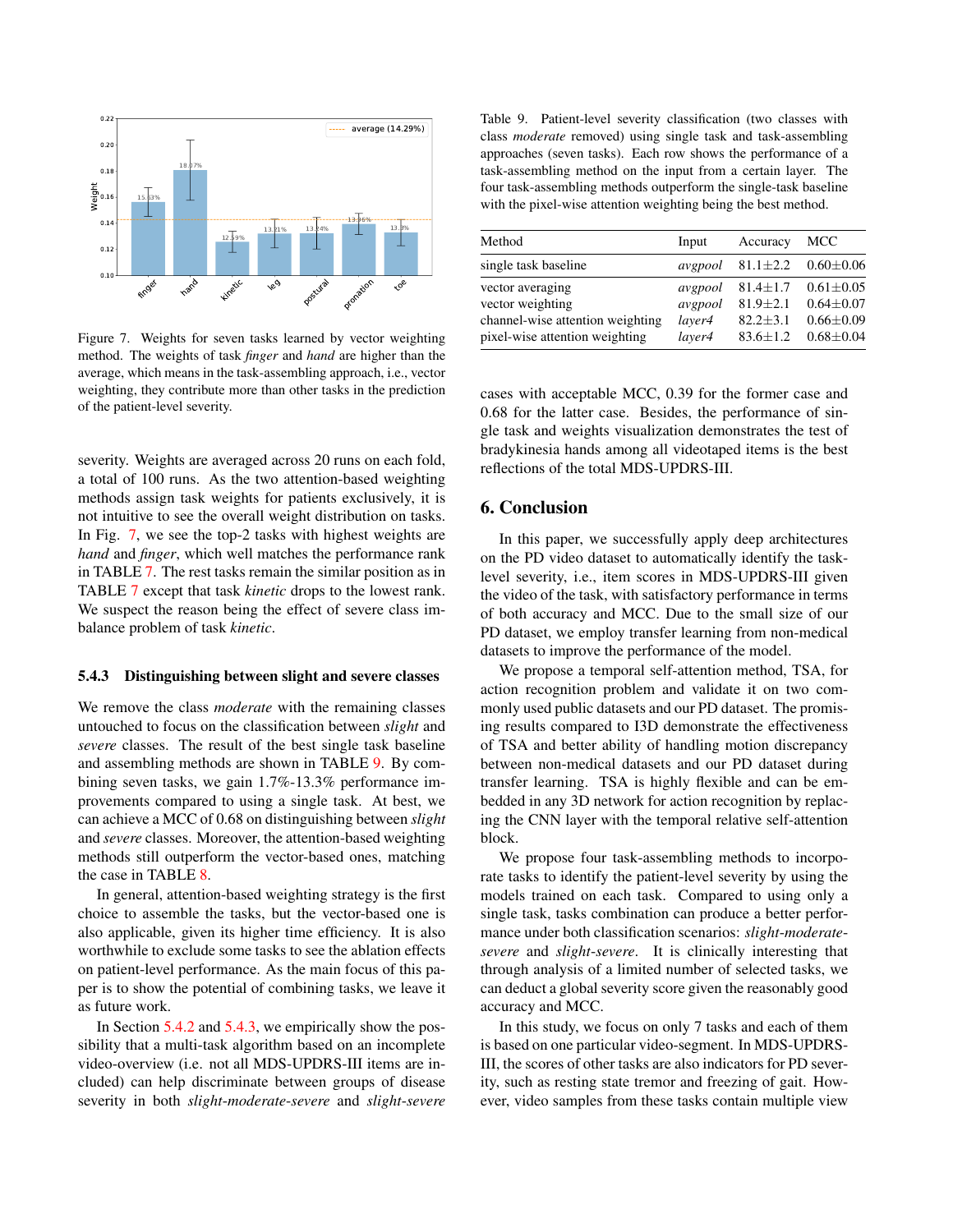0.22
0.20
0.18
0.16
0.14
0.12
0.10
Weight
average (14.29%)
15.63%
18.07%
12.59%
13.21%
13.24%
13.96%
13.3%
finger
hand
kinetic
leg
postural
pronation
toe

Figure 7. Weights for seven tasks learned by vector weighting method. The weights of task *finger* and *hand* are higher than the average, which means in the task-assembling approach, i.e., vector weighting, they contribute more than other tasks in the prediction of the patient-level severity.

severity. Weights are averaged across 20 runs on each fold, a total of 100 runs. As the two attention-based weighting methods assign task weights for patients exclusively, it is not intuitive to see the overall weight distribution on tasks. In Fig. 7, we see the top-2 tasks with highest weights are *hand* and *finger*, which well matches the performance rank in TABLE 7. The rest tasks remain the similar position as in TABLE 7 except that task *kinetic* drops to the lowest rank. We suspect the reason being the effect of severe class imbalance problem of task *kinetic*.

#### 5.4.3 Distinguishing between slight and severe classes

We remove the class *moderate* with the remaining classes untouched to focus on the classification between *slight* and *severe* classes. The result of the best single task baseline and assembling methods are shown in TABLE 9. By combining seven tasks, we gain 1.7%-13.3% performance improvements compared to using a single task. At best, we can achieve a MCC of 0.68 on distinguishing between *slight* and *severe* classes. Moreover, the attention-based weighting methods still outperform the vector-based ones, matching the case in TABLE 8.

In general, attention-based weighting strategy is the first choice to assemble the tasks, but the vector-based one is also applicable, given its higher time efficiency. It is also worthwhile to exclude some tasks to see the ablation effects on patient-level performance. As the main focus of this paper is to show the potential of combining tasks, we leave it as future work.

In Section 5.4.2 and 5.4.3, we empirically show the possibility that a multi-task algorithm based on an incomplete video-overview (i.e. not all MDS-UPDRS-III items are included) can help discriminate between groups of disease severity in both *slight-moderate-severe* and *slight-severe* cases with acceptable MCC, 0.39 for the former case and 0.68 for the latter case. Besides, the performance of single task and weights visualization demonstrates the test of bradykinesia hands among all videotaped items is the best reflections of the total MDS-UPDRS-III.

Table 9. Patient-level severity classification (two classes with class *moderate* removed) using single task and task-assembling approaches (seven tasks). Each row shows the performance of a task-assembling method on the input from a certain layer. The four task-assembling methods outperform the single-task baseline with the pixel-wise attention weighting being the best method.

| Method | Input | Accuracy | MCC |
|---|---|---|---|
| single task baseline | *avgpool* | 81.1±2.2 | 0.60±0.06 |
| vector averaging | *avgpool* | 81.4±1.7 | 0.61±0.05 |
| vector weighting | *avgpool* | 81.9±2.1 | 0.64±0.07 |
| channel-wise attention weighting | *layer4* | 82.2±3.1 | 0.66±0.09 |
| pixel-wise attention weighting | *layer4* | 83.6±1.2 | 0.68±0.04 |

## 6. Conclusion

In this paper, we successfully apply deep architectures on the PD video dataset to automatically identify the task-level severity, i.e., item scores in MDS-UPDRS-III given the video of the task, with satisfactory performance in terms of both accuracy and MCC. Due to the small size of our PD dataset, we employ transfer learning from non-medical datasets to improve the performance of the model.

We propose a temporal self-attention method, TSA, for action recognition problem and validate it on two commonly used public datasets and our PD dataset. The promising results compared to I3D demonstrate the effectiveness of TSA and better ability of handling motion discrepancy between non-medical datasets and our PD dataset during transfer learning. TSA is highly flexible and can be embedded in any 3D network for action recognition by replacing the CNN layer with the temporal relative self-attention block.

We propose four task-assembling methods to incorporate tasks to identify the patient-level severity by using the models trained on each task. Compared to using only a single task, tasks combination can produce a better performance under both classification scenarios: *slight-moderate-severe* and *slight-severe*. It is clinically interesting that through analysis of a limited number of selected tasks, we can deduct a global severity score given the reasonably good accuracy and MCC.

In this study, we focus on only 7 tasks and each of them is based on one particular video-segment. In MDS-UPDRS-III, the scores of other tasks are also indicators for PD severity, such as resting state tremor and freezing of gait. However, video samples from these tasks contain multiple view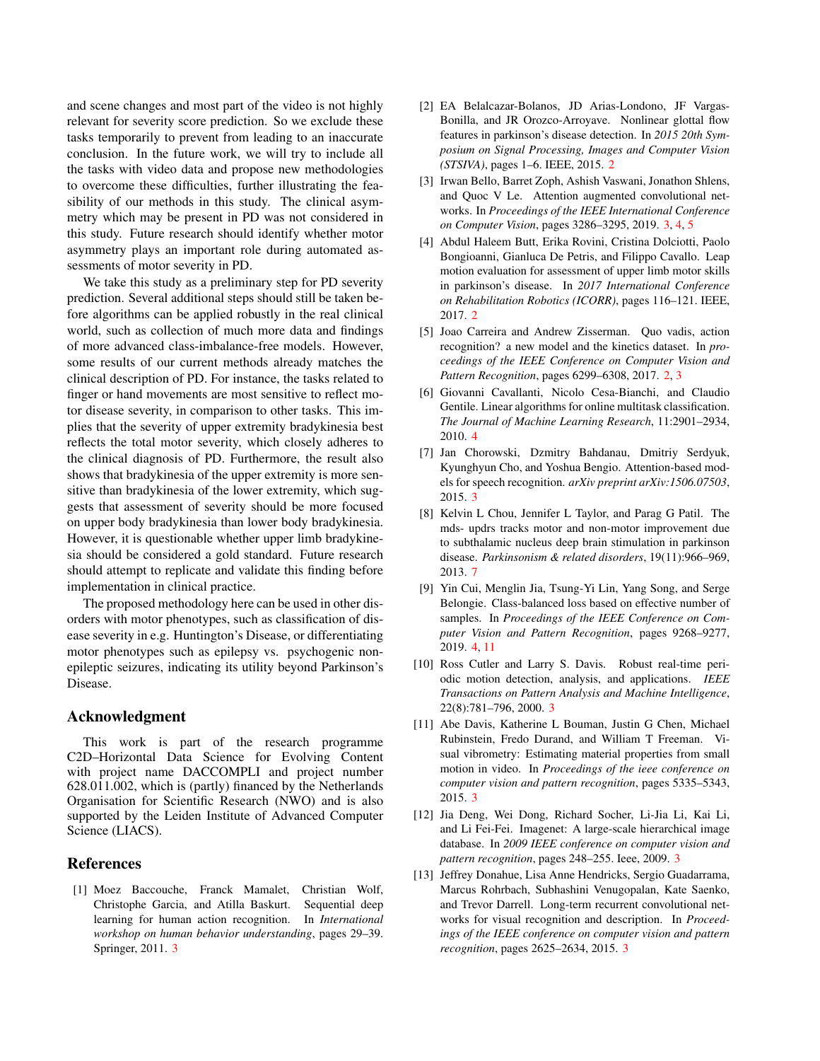and scene changes and most part of the video is not highly relevant for severity score prediction. So we exclude these tasks temporarily to prevent from leading to an inaccurate conclusion. In the future work, we will try to include all the tasks with video data and propose new methodologies to overcome these difficulties, further illustrating the feasibility of our methods in this study. The clinical asymmetry which may be present in PD was not considered in this study. Future research should identify whether motor asymmetry plays an important role during automated assessments of motor severity in PD.

We take this study as a preliminary step for PD severity prediction. Several additional steps should still be taken before algorithms can be applied robustly in the real clinical world, such as collection of much more data and findings of more advanced class-imbalance-free models. However, some results of our current methods already matches the clinical description of PD. For instance, the tasks related to finger or hand movements are most sensitive to reflect motor disease severity, in comparison to other tasks. This implies that the severity of upper extremity bradykinesia best reflects the total motor severity, which closely adheres to the clinical diagnosis of PD. Furthermore, the result also shows that bradykinesia of the upper extremity is more sensitive than bradykinesia of the lower extremity, which suggests that assessment of severity should be more focused on upper body bradykinesia than lower body bradykinesia. However, it is questionable whether upper limb bradykinesia should be considered a gold standard. Future research should attempt to replicate and validate this finding before implementation in clinical practice.

The proposed methodology here can be used in other disorders with motor phenotypes, such as classification of disease severity in e.g. Huntington's Disease, or differentiating motor phenotypes such as epilepsy vs. psychogenic non-epileptic seizures, indicating its utility beyond Parkinson's Disease.

## Acknowledgment

This work is part of the research programme C2D–Horizontal Data Science for Evolving Content with project name DACCOMPLI and project number 628.011.002, which is (partly) financed by the Netherlands Organisation for Scientific Research (NWO) and is also supported by the Leiden Institute of Advanced Computer Science (LIACS).

## References

[1] Moez Baccouche, Franck Mamalet, Christian Wolf, Christophe Garcia, and Atilla Baskurt. Sequential deep learning for human action recognition. In *International workshop on human behavior understanding*, pages 29–39. Springer, 2011. 3

[2] EA Belalcazar-Bolanos, JD Arias-Londono, JF Vargas-Bonilla, and JR Orozco-Arroyave. Nonlinear glottal flow features in parkinson's disease detection. In *2015 20th Symposium on Signal Processing, Images and Computer Vision (STSIVA)*, pages 1–6. IEEE, 2015. 2

[3] Irwan Bello, Barret Zoph, Ashish Vaswani, Jonathon Shlens, and Quoc V Le. Attention augmented convolutional networks. In *Proceedings of the IEEE International Conference on Computer Vision*, pages 3286–3295, 2019. 3, 4, 5

[4] Abdul Haleem Butt, Erika Rovini, Cristina Dolciotti, Paolo Bongioanni, Gianluca De Petris, and Filippo Cavallo. Leap motion evaluation for assessment of upper limb motor skills in parkinson's disease. In *2017 International Conference on Rehabilitation Robotics (ICORR)*, pages 116–121. IEEE, 2017. 2

[5] Joao Carreira and Andrew Zisserman. Quo vadis, action recognition? a new model and the kinetics dataset. In *proceedings of the IEEE Conference on Computer Vision and Pattern Recognition*, pages 6299–6308, 2017. 2, 3

[6] Giovanni Cavallanti, Nicolo Cesa-Bianchi, and Claudio Gentile. Linear algorithms for online multitask classification. *The Journal of Machine Learning Research*, 11:2901–2934, 2010. 4

[7] Jan Chorowski, Dzmitry Bahdanau, Dmitriy Serdyuk, Kyunghyun Cho, and Yoshua Bengio. Attention-based models for speech recognition. *arXiv preprint arXiv:1506.07503*, 2015. 3

[8] Kelvin L Chou, Jennifer L Taylor, and Parag G Patil. The mds- updrs tracks motor and non-motor improvement due to subthalamic nucleus deep brain stimulation in parkinson disease. *Parkinsonism & related disorders*, 19(11):966–969, 2013. 7

[9] Yin Cui, Menglin Jia, Tsung-Yi Lin, Yang Song, and Serge Belongie. Class-balanced loss based on effective number of samples. In *Proceedings of the IEEE Conference on Computer Vision and Pattern Recognition*, pages 9268–9277, 2019. 4, 11

[10] Ross Cutler and Larry S. Davis. Robust real-time periodic motion detection, analysis, and applications. *IEEE Transactions on Pattern Analysis and Machine Intelligence*, 22(8):781–796, 2000. 3

[11] Abe Davis, Katherine L Bouman, Justin G Chen, Michael Rubinstein, Fredo Durand, and William T Freeman. Visual vibrometry: Estimating material properties from small motion in video. In *Proceedings of the ieee conference on computer vision and pattern recognition*, pages 5335–5343, 2015. 3

[12] Jia Deng, Wei Dong, Richard Socher, Li-Jia Li, Kai Li, and Li Fei-Fei. Imagenet: A large-scale hierarchical image database. In *2009 IEEE conference on computer vision and pattern recognition*, pages 248–255. Ieee, 2009. 3

[13] Jeffrey Donahue, Lisa Anne Hendricks, Sergio Guadarrama, Marcus Rohrbach, Subhashini Venugopalan, Kate Saenko, and Trevor Darrell. Long-term recurrent convolutional networks for visual recognition and description. In *Proceedings of the IEEE conference on computer vision and pattern recognition*, pages 2625–2634, 2015. 3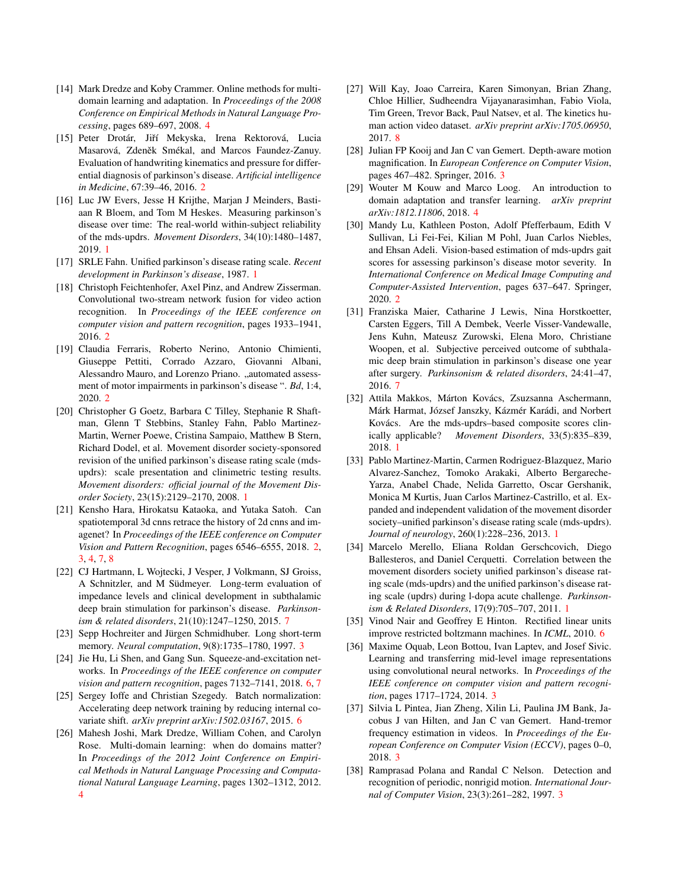[14] Mark Dredze and Koby Crammer. Online methods for multi-domain learning and adaptation. In *Proceedings of the 2008 Conference on Empirical Methods in Natural Language Processing*, pages 689–697, 2008. 4

[15] Peter Drotár, Jiří Mekyska, Irena Rektorová, Lucia Masarová, Zdeněk Smékal, and Marcos Faundez-Zanuy. Evaluation of handwriting kinematics and pressure for differential diagnosis of parkinson's disease. *Artificial intelligence in Medicine*, 67:39–46, 2016. 2

[16] Luc JW Evers, Jesse H Krijthe, Marjan J Meinders, Bastiaan R Bloem, and Tom M Heskes. Measuring parkinson's disease over time: The real-world within-subject reliability of the mds-updrs. *Movement Disorders*, 34(10):1480–1487, 2019. 1

[17] SRLE Fahn. Unified parkinson's disease rating scale. *Recent development in Parkinson's disease*, 1987. 1

[18] Christoph Feichtenhofer, Axel Pinz, and Andrew Zisserman. Convolutional two-stream network fusion for video action recognition. In *Proceedings of the IEEE conference on computer vision and pattern recognition*, pages 1933–1941, 2016. 2

[19] Claudia Ferraris, Roberto Nerino, Antonio Chimienti, Giuseppe Pettiti, Corrado Azzaro, Giovanni Albani, Alessandro Mauro, and Lorenzo Priano. „automated assessment of motor impairments in parkinson's disease ". *Bd*, 1:4, 2020. 2

[20] Christopher G Goetz, Barbara C Tilley, Stephanie R Shaftman, Glenn T Stebbins, Stanley Fahn, Pablo Martinez-Martin, Werner Poewe, Cristina Sampaio, Matthew B Stern, Richard Dodel, et al. Movement disorder society-sponsored revision of the unified parkinson's disease rating scale (mds-updrs): scale presentation and clinimetric testing results. *Movement disorders: official journal of the Movement Disorder Society*, 23(15):2129–2170, 2008. 1

[21] Kensho Hara, Hirokatsu Kataoka, and Yutaka Satoh. Can spatiotemporal 3d cnns retrace the history of 2d cnns and imagenet? In *Proceedings of the IEEE conference on Computer Vision and Pattern Recognition*, pages 6546–6555, 2018. 2, 3, 4, 7, 8

[22] CJ Hartmann, L Wojtecki, J Vesper, J Volkmann, SJ Groiss, A Schnitzler, and M Südmeyer. Long-term evaluation of impedance levels and clinical development in subthalamic deep brain stimulation for parkinson's disease. *Parkinsonism & related disorders*, 21(10):1247–1250, 2015. 7

[23] Sepp Hochreiter and Jürgen Schmidhuber. Long short-term memory. *Neural computation*, 9(8):1735–1780, 1997. 3

[24] Jie Hu, Li Shen, and Gang Sun. Squeeze-and-excitation networks. In *Proceedings of the IEEE conference on computer vision and pattern recognition*, pages 7132–7141, 2018. 6, 7

[25] Sergey Ioffe and Christian Szegedy. Batch normalization: Accelerating deep network training by reducing internal covariate shift. *arXiv preprint arXiv:1502.03167*, 2015. 6

[26] Mahesh Joshi, Mark Dredze, William Cohen, and Carolyn Rose. Multi-domain learning: when do domains matter? In *Proceedings of the 2012 Joint Conference on Empirical Methods in Natural Language Processing and Computational Natural Language Learning*, pages 1302–1312, 2012. 4

[27] Will Kay, Joao Carreira, Karen Simonyan, Brian Zhang, Chloe Hillier, Sudheendra Vijayanarasimhan, Fabio Viola, Tim Green, Trevor Back, Paul Natsev, et al. The kinetics human action video dataset. *arXiv preprint arXiv:1705.06950*, 2017. 8

[28] Julian FP Kooij and Jan C van Gemert. Depth-aware motion magnification. In *European Conference on Computer Vision*, pages 467–482. Springer, 2016. 3

[29] Wouter M Kouw and Marco Loog. An introduction to domain adaptation and transfer learning. *arXiv preprint arXiv:1812.11806*, 2018. 4

[30] Mandy Lu, Kathleen Poston, Adolf Pfefferbaum, Edith V Sullivan, Li Fei-Fei, Kilian M Pohl, Juan Carlos Niebles, and Ehsan Adeli. Vision-based estimation of mds-updrs gait scores for assessing parkinson's disease motor severity. In *International Conference on Medical Image Computing and Computer-Assisted Intervention*, pages 637–647. Springer, 2020. 2

[31] Franziska Maier, Catharine J Lewis, Nina Horstkoetter, Carsten Eggers, Till A Dembek, Veerle Visser-Vandewalle, Jens Kuhn, Mateusz Zurowski, Elena Moro, Christiane Woopen, et al. Subjective perceived outcome of subthalamic deep brain stimulation in parkinson's disease one year after surgery. *Parkinsonism & related disorders*, 24:41–47, 2016. 7

[32] Attila Makkos, Márton Kovács, Zsuzsanna Aschermann, Márk Harmat, József Janszky, Kázmér Karádi, and Norbert Kovács. Are the mds-updrs–based composite scores clinically applicable? *Movement Disorders*, 33(5):835–839, 2018. 1

[33] Pablo Martinez-Martin, Carmen Rodriguez-Blazquez, Mario Alvarez-Sanchez, Tomoko Arakaki, Alberto Bergareche-Yarza, Anabel Chade, Nelida Garretto, Oscar Gershanik, Monica M Kurtis, Juan Carlos Martinez-Castrillo, et al. Expanded and independent validation of the movement disorder society–unified parkinson's disease rating scale (mds-updrs). *Journal of neurology*, 260(1):228–236, 2013. 1

[34] Marcelo Merello, Eliana Roldan Gerschcovich, Diego Ballesteros, and Daniel Cerquetti. Correlation between the movement disorders society unified parkinson's disease rating scale (mds-updrs) and the unified parkinson's disease rating scale (updrs) during l-dopa acute challenge. *Parkinsonism & Related Disorders*, 17(9):705–707, 2011. 1

[35] Vinod Nair and Geoffrey E Hinton. Rectified linear units improve restricted boltzmann machines. In *ICML*, 2010. 6

[36] Maxime Oquab, Leon Bottou, Ivan Laptev, and Josef Sivic. Learning and transferring mid-level image representations using convolutional neural networks. In *Proceedings of the IEEE conference on computer vision and pattern recognition*, pages 1717–1724, 2014. 3

[37] Silvia L Pintea, Jian Zheng, Xilin Li, Paulina JM Bank, Jacobus J van Hilten, and Jan C van Gemert. Hand-tremor frequency estimation in videos. In *Proceedings of the European Conference on Computer Vision (ECCV)*, pages 0–0, 2018. 3

[38] Ramprasad Polana and Randal C Nelson. Detection and recognition of periodic, nonrigid motion. *International Journal of Computer Vision*, 23(3):261–282, 1997. 3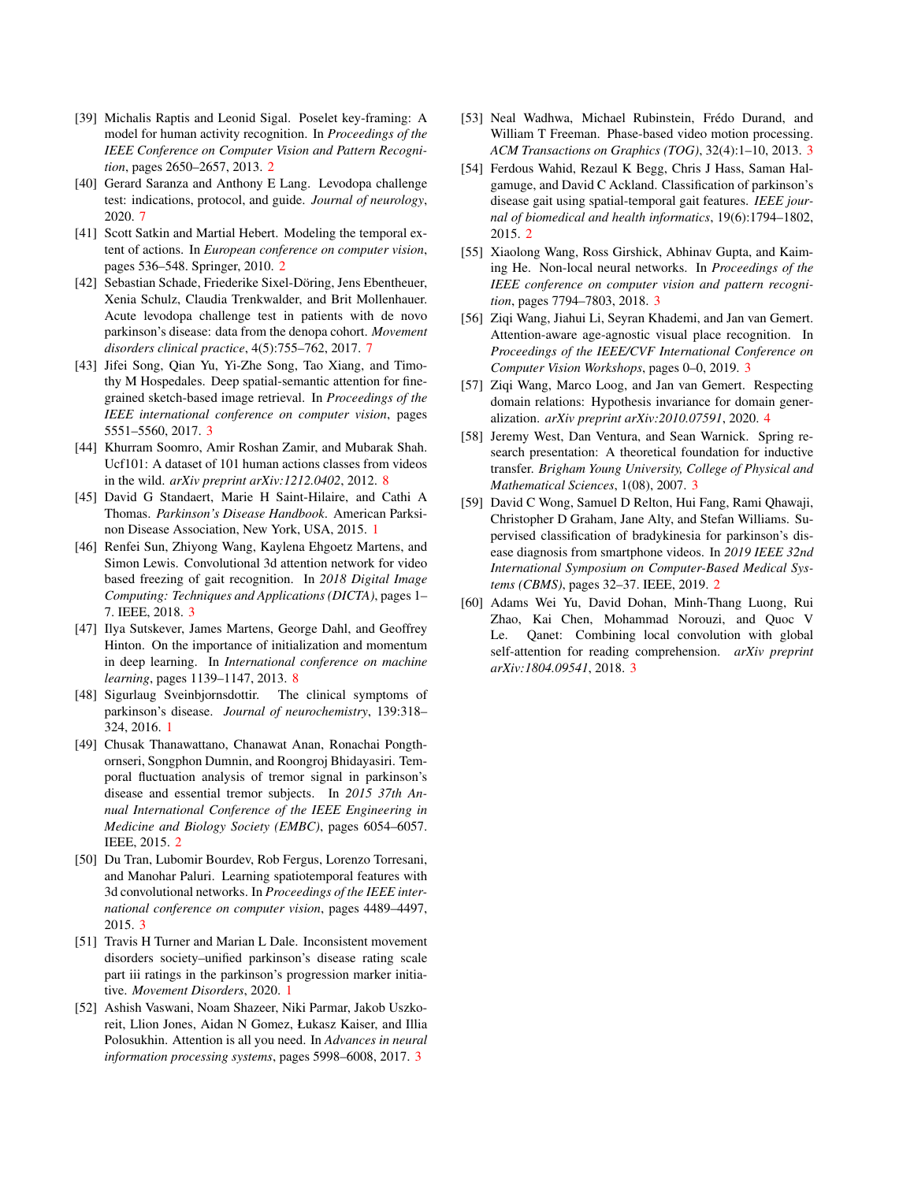[39] Michalis Raptis and Leonid Sigal. Poselet key-framing: A model for human activity recognition. In *Proceedings of the IEEE Conference on Computer Vision and Pattern Recognition*, pages 2650–2657, 2013. 2

[40] Gerard Saranza and Anthony E Lang. Levodopa challenge test: indications, protocol, and guide. *Journal of neurology*, 2020. 7

[41] Scott Satkin and Martial Hebert. Modeling the temporal extent of actions. In *European conference on computer vision*, pages 536–548. Springer, 2010. 2

[42] Sebastian Schade, Friederike Sixel-Döring, Jens Ebentheuer, Xenia Schulz, Claudia Trenkwalder, and Brit Mollenhauer. Acute levodopa challenge test in patients with de novo parkinson's disease: data from the denopa cohort. *Movement disorders clinical practice*, 4(5):755–762, 2017. 7

[43] Jifei Song, Qian Yu, Yi-Zhe Song, Tao Xiang, and Timothy M Hospedales. Deep spatial-semantic attention for fine-grained sketch-based image retrieval. In *Proceedings of the IEEE international conference on computer vision*, pages 5551–5560, 2017. 3

[44] Khurram Soomro, Amir Roshan Zamir, and Mubarak Shah. Ucf101: A dataset of 101 human actions classes from videos in the wild. *arXiv preprint arXiv:1212.0402*, 2012. 8

[45] David G Standaert, Marie H Saint-Hilaire, and Cathi A Thomas. *Parkinson's Disease Handbook*. American Parkinson Disease Association, New York, USA, 2015. 1

[46] Renfei Sun, Zhiyong Wang, Kaylena Ehgoetz Martens, and Simon Lewis. Convolutional 3d attention network for video based freezing of gait recognition. In *2018 Digital Image Computing: Techniques and Applications (DICTA)*, pages 1–7. IEEE, 2018. 3

[47] Ilya Sutskever, James Martens, George Dahl, and Geoffrey Hinton. On the importance of initialization and momentum in deep learning. In *International conference on machine learning*, pages 1139–1147, 2013. 8

[48] Sigurlaug Sveinbjornsdottir. The clinical symptoms of parkinson's disease. *Journal of neurochemistry*, 139:318–324, 2016. 1

[49] Chusak Thanawattano, Chanawat Anan, Ronachai Pongthornseri, Songphon Dumnin, and Roongroj Bhidayasiri. Temporal fluctuation analysis of tremor signal in parkinson's disease and essential tremor subjects. In *2015 37th Annual International Conference of the IEEE Engineering in Medicine and Biology Society (EMBC)*, pages 6054–6057. IEEE, 2015. 2

[50] Du Tran, Lubomir Bourdev, Rob Fergus, Lorenzo Torresani, and Manohar Paluri. Learning spatiotemporal features with 3d convolutional networks. In *Proceedings of the IEEE international conference on computer vision*, pages 4489–4497, 2015. 3

[51] Travis H Turner and Marian L Dale. Inconsistent movement disorders society–unified parkinson's disease rating scale part iii ratings in the parkinson's progression marker initiative. *Movement Disorders*, 2020. 1

[52] Ashish Vaswani, Noam Shazeer, Niki Parmar, Jakob Uszkoreit, Llion Jones, Aidan N Gomez, Łukasz Kaiser, and Illia Polosukhin. Attention is all you need. In *Advances in neural information processing systems*, pages 5998–6008, 2017. 3

[53] Neal Wadhwa, Michael Rubinstein, Frédo Durand, and William T Freeman. Phase-based video motion processing. *ACM Transactions on Graphics (TOG)*, 32(4):1–10, 2013. 3

[54] Ferdous Wahid, Rezaul K Begg, Chris J Hass, Saman Halgamuge, and David C Ackland. Classification of parkinson's disease gait using spatial-temporal gait features. *IEEE journal of biomedical and health informatics*, 19(6):1794–1802, 2015. 2

[55] Xiaolong Wang, Ross Girshick, Abhinav Gupta, and Kaiming He. Non-local neural networks. In *Proceedings of the IEEE conference on computer vision and pattern recognition*, pages 7794–7803, 2018. 3

[56] Ziqi Wang, Jiahui Li, Seyran Khademi, and Jan van Gemert. Attention-aware age-agnostic visual place recognition. In *Proceedings of the IEEE/CVF International Conference on Computer Vision Workshops*, pages 0–0, 2019. 3

[57] Ziqi Wang, Marco Loog, and Jan van Gemert. Respecting domain relations: Hypothesis invariance for domain generalization. *arXiv preprint arXiv:2010.07591*, 2020. 4

[58] Jeremy West, Dan Ventura, and Sean Warnick. Spring research presentation: A theoretical foundation for inductive transfer. *Brigham Young University, College of Physical and Mathematical Sciences*, 1(08), 2007. 3

[59] David C Wong, Samuel D Relton, Hui Fang, Rami Qhawaji, Christopher D Graham, Jane Alty, and Stefan Williams. Supervised classification of bradykinesia for parkinson's disease diagnosis from smartphone videos. In *2019 IEEE 32nd International Symposium on Computer-Based Medical Systems (CBMS)*, pages 32–37. IEEE, 2019. 2

[60] Adams Wei Yu, David Dohan, Minh-Thang Luong, Rui Zhao, Kai Chen, Mohammad Norouzi, and Quoc V Le. Qanet: Combining local convolution with global self-attention for reading comprehension. *arXiv preprint arXiv:1804.09541*, 2018. 3